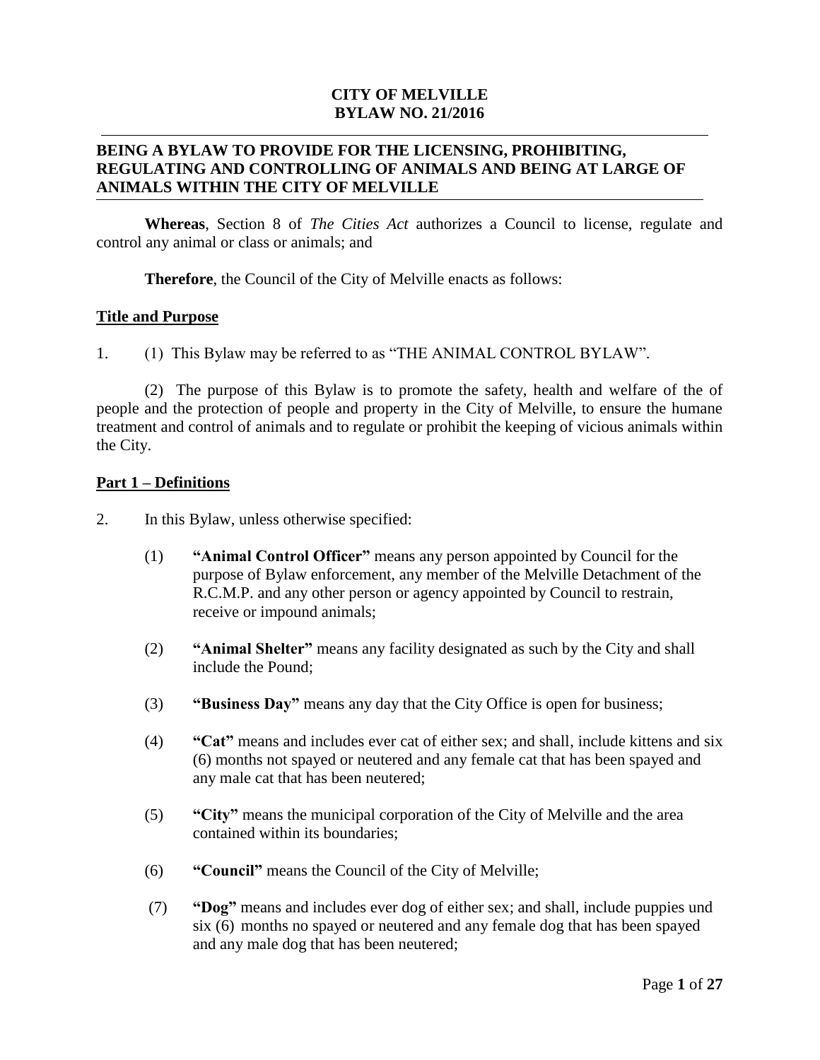**CITY OF MELVILLE**
**BYLAW NO. 21/2016**

---

**BEING A BYLAW TO PROVIDE FOR THE LICENSING, PROHIBITING, REGULATING AND CONTROLLING OF ANIMALS AND BEING AT LARGE OF ANIMALS WITHIN THE CITY OF MELVILLE**

---

**Whereas**, Section 8 of *The Cities Act* authorizes a Council to license, regulate and control any animal or class or animals; and

**Therefore**, the Council of the City of Melville enacts as follows:

## Title and Purpose

1. (1) This Bylaw may be referred to as "THE ANIMAL CONTROL BYLAW".

(2) The purpose of this Bylaw is to promote the safety, health and welfare of the of people and the protection of people and property in the City of Melville, to ensure the humane treatment and control of animals and to regulate or prohibit the keeping of vicious animals within the City.

## Part 1 – Definitions

2. In this Bylaw, unless otherwise specified:

(1) **"Animal Control Officer"** means any person appointed by Council for the purpose of Bylaw enforcement, any member of the Melville Detachment of the R.C.M.P. and any other person or agency appointed by Council to restrain, receive or impound animals;

(2) **"Animal Shelter"** means any facility designated as such by the City and shall include the Pound;

(3) **"Business Day"** means any day that the City Office is open for business;

(4) **"Cat"** means and includes ever cat of either sex; and shall, include kittens and six (6) months not spayed or neutered and any female cat that has been spayed and any male cat that has been neutered;

(5) **"City"** means the municipal corporation of the City of Melville and the area contained within its boundaries;

(6) **"Council"** means the Council of the City of Melville;

(7) **"Dog"** means and includes ever dog of either sex; and shall, include puppies und six (6) months no spayed or neutered and any female dog that has been spayed and any male dog that has been neutered;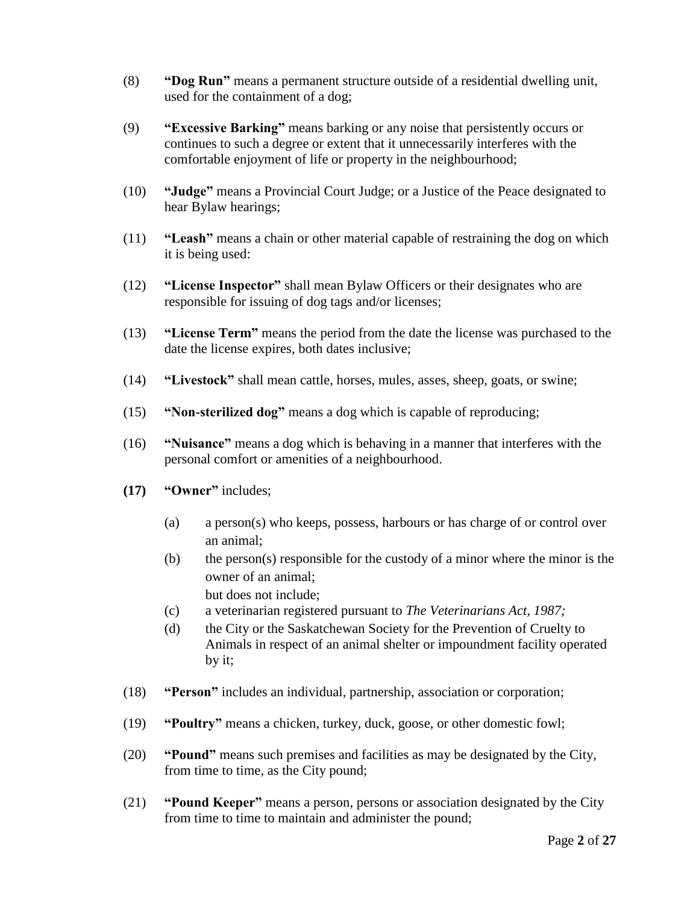(8) **"Dog Run"** means a permanent structure outside of a residential dwelling unit, used for the containment of a dog;

(9) **"Excessive Barking"** means barking or any noise that persistently occurs or continues to such a degree or extent that it unnecessarily interferes with the comfortable enjoyment of life or property in the neighbourhood;

(10) **"Judge"** means a Provincial Court Judge; or a Justice of the Peace designated to hear Bylaw hearings;

(11) **"Leash"** means a chain or other material capable of restraining the dog on which it is being used:

(12) **"License Inspector"** shall mean Bylaw Officers or their designates who are responsible for issuing of dog tags and/or licenses;

(13) **"License Term"** means the period from the date the license was purchased to the date the license expires, both dates inclusive;

(14) **"Livestock"** shall mean cattle, horses, mules, asses, sheep, goats, or swine;

(15) **"Non-sterilized dog"** means a dog which is capable of reproducing;

(16) **"Nuisance"** means a dog which is behaving in a manner that interferes with the personal comfort or amenities of a neighbourhood.

**(17)** **"Owner"** includes;

- (a) a person(s) who keeps, possess, harbours or has charge of or control over an animal;
- (b) the person(s) responsible for the custody of a minor where the minor is the owner of an animal;

  but does not include;
- (c) a veterinarian registered pursuant to *The Veterinarians Act, 1987;*
- (d) the City or the Saskatchewan Society for the Prevention of Cruelty to Animals in respect of an animal shelter or impoundment facility operated by it;

(18) **"Person"** includes an individual, partnership, association or corporation;

(19) **"Poultry"** means a chicken, turkey, duck, goose, or other domestic fowl;

(20) **"Pound"** means such premises and facilities as may be designated by the City, from time to time, as the City pound;

(21) **"Pound Keeper"** means a person, persons or association designated by the City from time to time to maintain and administer the pound;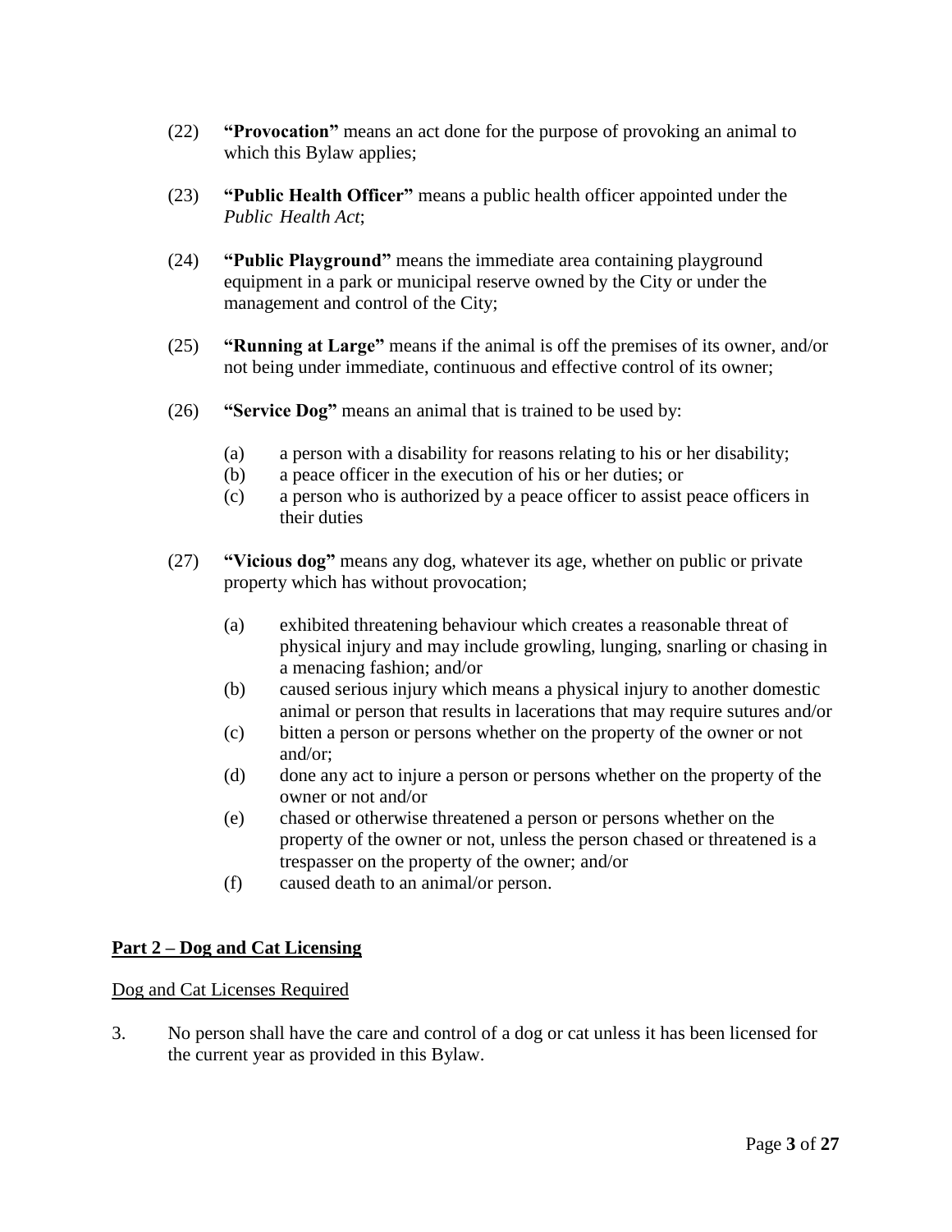(22) **"Provocation"** means an act done for the purpose of provoking an animal to which this Bylaw applies;

(23) **"Public Health Officer"** means a public health officer appointed under the *Public Health Act*;

(24) **"Public Playground"** means the immediate area containing playground equipment in a park or municipal reserve owned by the City or under the management and control of the City;

(25) **"Running at Large"** means if the animal is off the premises of its owner, and/or not being under immediate, continuous and effective control of its owner;

(26) **"Service Dog"** means an animal that is trained to be used by:

- (a) a person with a disability for reasons relating to his or her disability;
- (b) a peace officer in the execution of his or her duties; or
- (c) a person who is authorized by a peace officer to assist peace officers in their duties

(27) **"Vicious dog"** means any dog, whatever its age, whether on public or private property which has without provocation;

- (a) exhibited threatening behaviour which creates a reasonable threat of physical injury and may include growling, lunging, snarling or chasing in a menacing fashion; and/or
- (b) caused serious injury which means a physical injury to another domestic animal or person that results in lacerations that may require sutures and/or
- (c) bitten a person or persons whether on the property of the owner or not and/or;
- (d) done any act to injure a person or persons whether on the property of the owner or not and/or
- (e) chased or otherwise threatened a person or persons whether on the property of the owner or not, unless the person chased or threatened is a trespasser on the property of the owner; and/or
- (f) caused death to an animal/or person.

## Part 2 – Dog and Cat Licensing

### Dog and Cat Licenses Required

3. No person shall have the care and control of a dog or cat unless it has been licensed for the current year as provided in this Bylaw.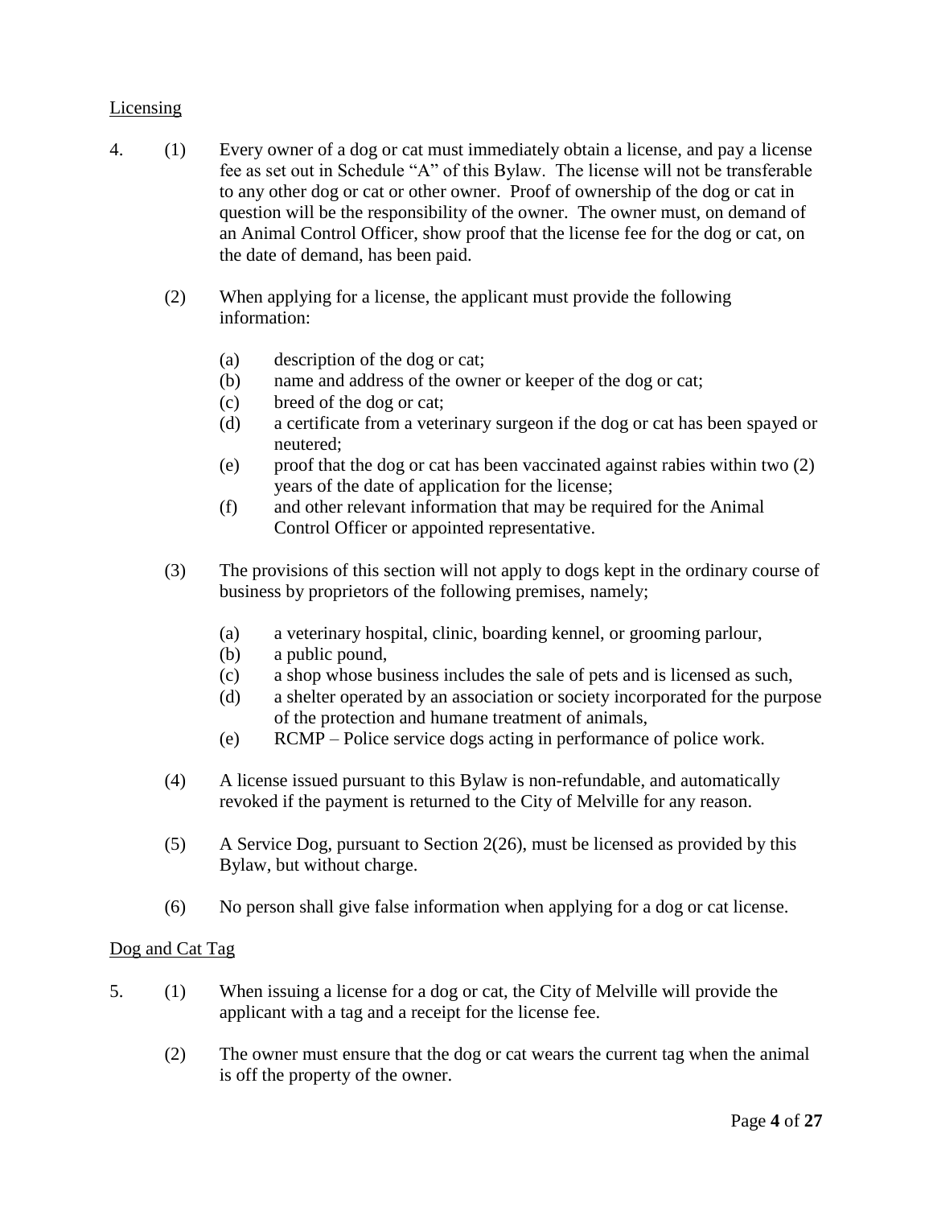## Licensing

4. (1) Every owner of a dog or cat must immediately obtain a license, and pay a license fee as set out in Schedule "A" of this Bylaw. The license will not be transferable to any other dog or cat or other owner. Proof of ownership of the dog or cat in question will be the responsibility of the owner. The owner must, on demand of an Animal Control Officer, show proof that the license fee for the dog or cat, on the date of demand, has been paid.

   (2) When applying for a license, the applicant must provide the following information:

   - (a) description of the dog or cat;
   - (b) name and address of the owner or keeper of the dog or cat;
   - (c) breed of the dog or cat;
   - (d) a certificate from a veterinary surgeon if the dog or cat has been spayed or neutered;
   - (e) proof that the dog or cat has been vaccinated against rabies within two (2) years of the date of application for the license;
   - (f) and other relevant information that may be required for the Animal Control Officer or appointed representative.

   (3) The provisions of this section will not apply to dogs kept in the ordinary course of business by proprietors of the following premises, namely;

   - (a) a veterinary hospital, clinic, boarding kennel, or grooming parlour,
   - (b) a public pound,
   - (c) a shop whose business includes the sale of pets and is licensed as such,
   - (d) a shelter operated by an association or society incorporated for the purpose of the protection and humane treatment of animals,
   - (e) RCMP – Police service dogs acting in performance of police work.

   (4) A license issued pursuant to this Bylaw is non-refundable, and automatically revoked if the payment is returned to the City of Melville for any reason.

   (5) A Service Dog, pursuant to Section 2(26), must be licensed as provided by this Bylaw, but without charge.

   (6) No person shall give false information when applying for a dog or cat license.

## Dog and Cat Tag

5. (1) When issuing a license for a dog or cat, the City of Melville will provide the applicant with a tag and a receipt for the license fee.

   (2) The owner must ensure that the dog or cat wears the current tag when the animal is off the property of the owner.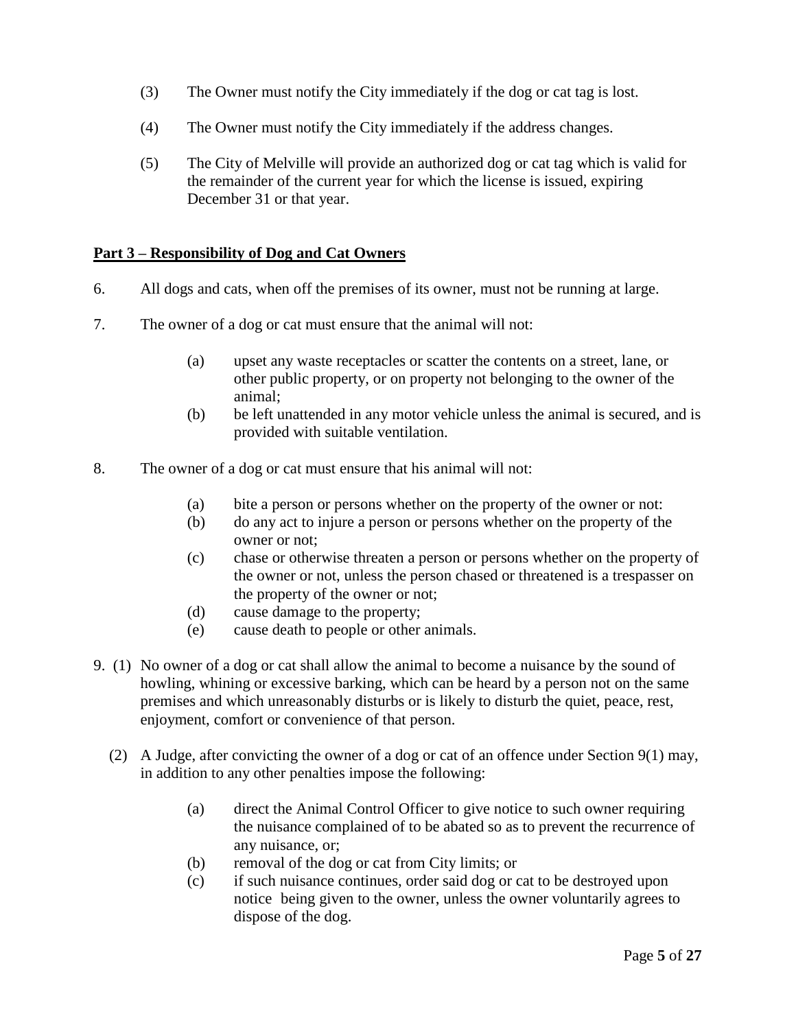(3) The Owner must notify the City immediately if the dog or cat tag is lost.

(4) The Owner must notify the City immediately if the address changes.

(5) The City of Melville will provide an authorized dog or cat tag which is valid for the remainder of the current year for which the license is issued, expiring December 31 or that year.

## Part 3 – Responsibility of Dog and Cat Owners

6. All dogs and cats, when off the premises of its owner, must not be running at large.

7. The owner of a dog or cat must ensure that the animal will not:

   (a) upset any waste receptacles or scatter the contents on a street, lane, or other public property, or on property not belonging to the owner of the animal;
   (b) be left unattended in any motor vehicle unless the animal is secured, and is provided with suitable ventilation.

8. The owner of a dog or cat must ensure that his animal will not:

   (a) bite a person or persons whether on the property of the owner or not:
   (b) do any act to injure a person or persons whether on the property of the owner or not;
   (c) chase or otherwise threaten a person or persons whether on the property of the owner or not, unless the person chased or threatened is a trespasser on the property of the owner or not;
   (d) cause damage to the property;
   (e) cause death to people or other animals.

9. (1) No owner of a dog or cat shall allow the animal to become a nuisance by the sound of howling, whining or excessive barking, which can be heard by a person not on the same premises and which unreasonably disturbs or is likely to disturb the quiet, peace, rest, enjoyment, comfort or convenience of that person.

   (2) A Judge, after convicting the owner of a dog or cat of an offence under Section 9(1) may, in addition to any other penalties impose the following:

   (a) direct the Animal Control Officer to give notice to such owner requiring the nuisance complained of to be abated so as to prevent the recurrence of any nuisance, or;
   (b) removal of the dog or cat from City limits; or
   (c) if such nuisance continues, order said dog or cat to be destroyed upon notice being given to the owner, unless the owner voluntarily agrees to dispose of the dog.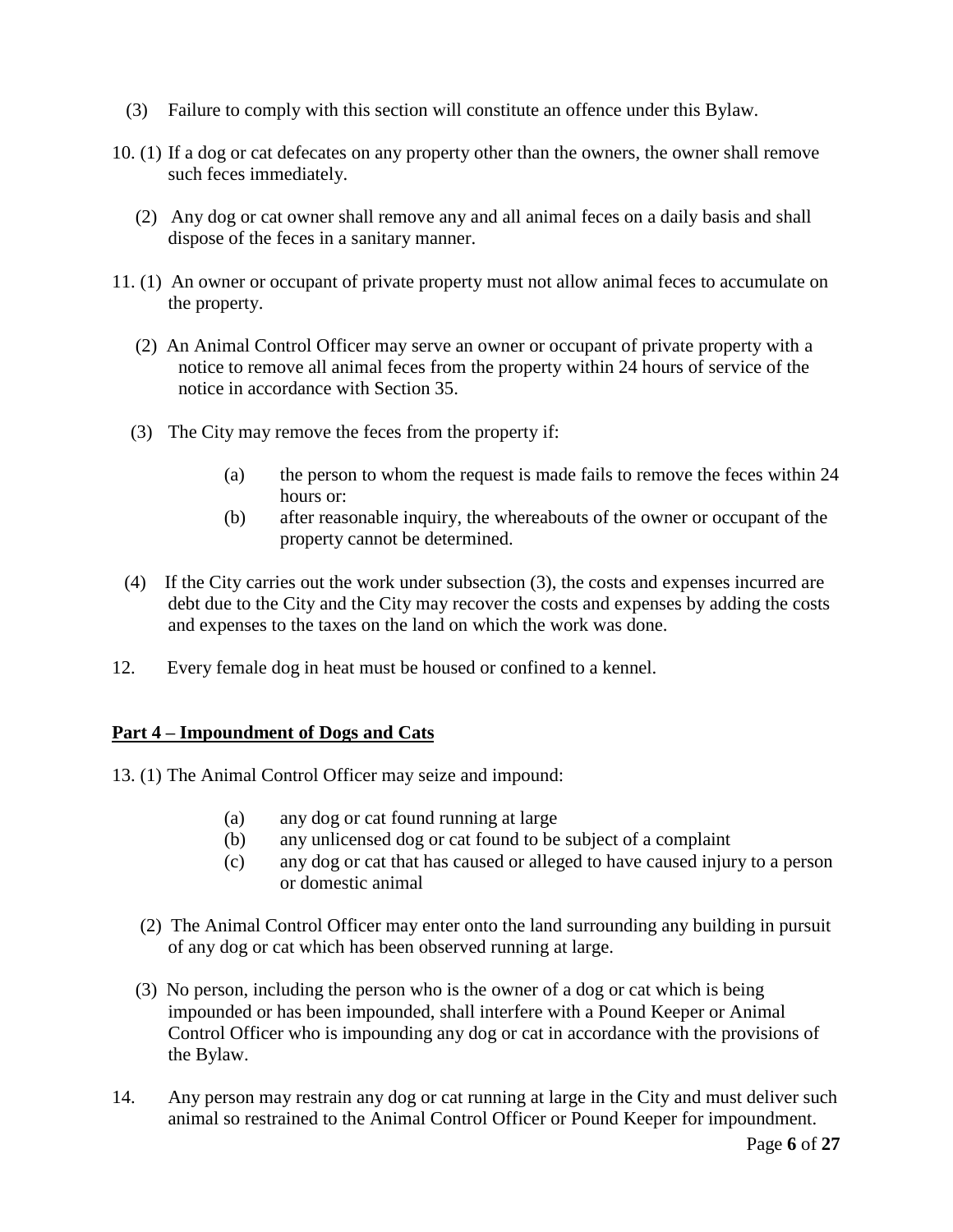(3) Failure to comply with this section will constitute an offence under this Bylaw.

10. (1) If a dog or cat defecates on any property other than the owners, the owner shall remove such feces immediately.

    (2) Any dog or cat owner shall remove any and all animal feces on a daily basis and shall dispose of the feces in a sanitary manner.

11. (1) An owner or occupant of private property must not allow animal feces to accumulate on the property.

    (2) An Animal Control Officer may serve an owner or occupant of private property with a notice to remove all animal feces from the property within 24 hours of service of the notice in accordance with Section 35.

    (3) The City may remove the feces from the property if:

    (a) the person to whom the request is made fails to remove the feces within 24 hours or:
    (b) after reasonable inquiry, the whereabouts of the owner or occupant of the property cannot be determined.

    (4) If the City carries out the work under subsection (3), the costs and expenses incurred are debt due to the City and the City may recover the costs and expenses by adding the costs and expenses to the taxes on the land on which the work was done.

12. Every female dog in heat must be housed or confined to a kennel.

## Part 4 – Impoundment of Dogs and Cats

13. (1) The Animal Control Officer may seize and impound:

    (a) any dog or cat found running at large
    (b) any unlicensed dog or cat found to be subject of a complaint
    (c) any dog or cat that has caused or alleged to have caused injury to a person or domestic animal

    (2) The Animal Control Officer may enter onto the land surrounding any building in pursuit of any dog or cat which has been observed running at large.

    (3) No person, including the person who is the owner of a dog or cat which is being impounded or has been impounded, shall interfere with a Pound Keeper or Animal Control Officer who is impounding any dog or cat in accordance with the provisions of the Bylaw.

14. Any person may restrain any dog or cat running at large in the City and must deliver such animal so restrained to the Animal Control Officer or Pound Keeper for impoundment.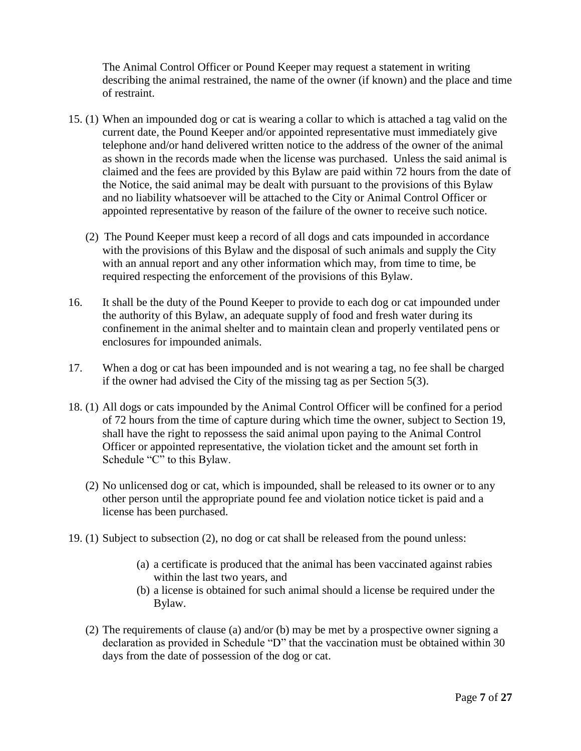The Animal Control Officer or Pound Keeper may request a statement in writing describing the animal restrained, the name of the owner (if known) and the place and time of restraint.

15. (1) When an impounded dog or cat is wearing a collar to which is attached a tag valid on the current date, the Pound Keeper and/or appointed representative must immediately give telephone and/or hand delivered written notice to the address of the owner of the animal as shown in the records made when the license was purchased. Unless the said animal is claimed and the fees are provided by this Bylaw are paid within 72 hours from the date of the Notice, the said animal may be dealt with pursuant to the provisions of this Bylaw and no liability whatsoever will be attached to the City or Animal Control Officer or appointed representative by reason of the failure of the owner to receive such notice.

    (2) The Pound Keeper must keep a record of all dogs and cats impounded in accordance with the provisions of this Bylaw and the disposal of such animals and supply the City with an annual report and any other information which may, from time to time, be required respecting the enforcement of the provisions of this Bylaw.

16. It shall be the duty of the Pound Keeper to provide to each dog or cat impounded under the authority of this Bylaw, an adequate supply of food and fresh water during its confinement in the animal shelter and to maintain clean and properly ventilated pens or enclosures for impounded animals.

17. When a dog or cat has been impounded and is not wearing a tag, no fee shall be charged if the owner had advised the City of the missing tag as per Section 5(3).

18. (1) All dogs or cats impounded by the Animal Control Officer will be confined for a period of 72 hours from the time of capture during which time the owner, subject to Section 19, shall have the right to repossess the said animal upon paying to the Animal Control Officer or appointed representative, the violation ticket and the amount set forth in Schedule "C" to this Bylaw.

    (2) No unlicensed dog or cat, which is impounded, shall be released to its owner or to any other person until the appropriate pound fee and violation notice ticket is paid and a license has been purchased.

19. (1) Subject to subsection (2), no dog or cat shall be released from the pound unless:

    (a) a certificate is produced that the animal has been vaccinated against rabies within the last two years, and
    (b) a license is obtained for such animal should a license be required under the Bylaw.

    (2) The requirements of clause (a) and/or (b) may be met by a prospective owner signing a declaration as provided in Schedule "D" that the vaccination must be obtained within 30 days from the date of possession of the dog or cat.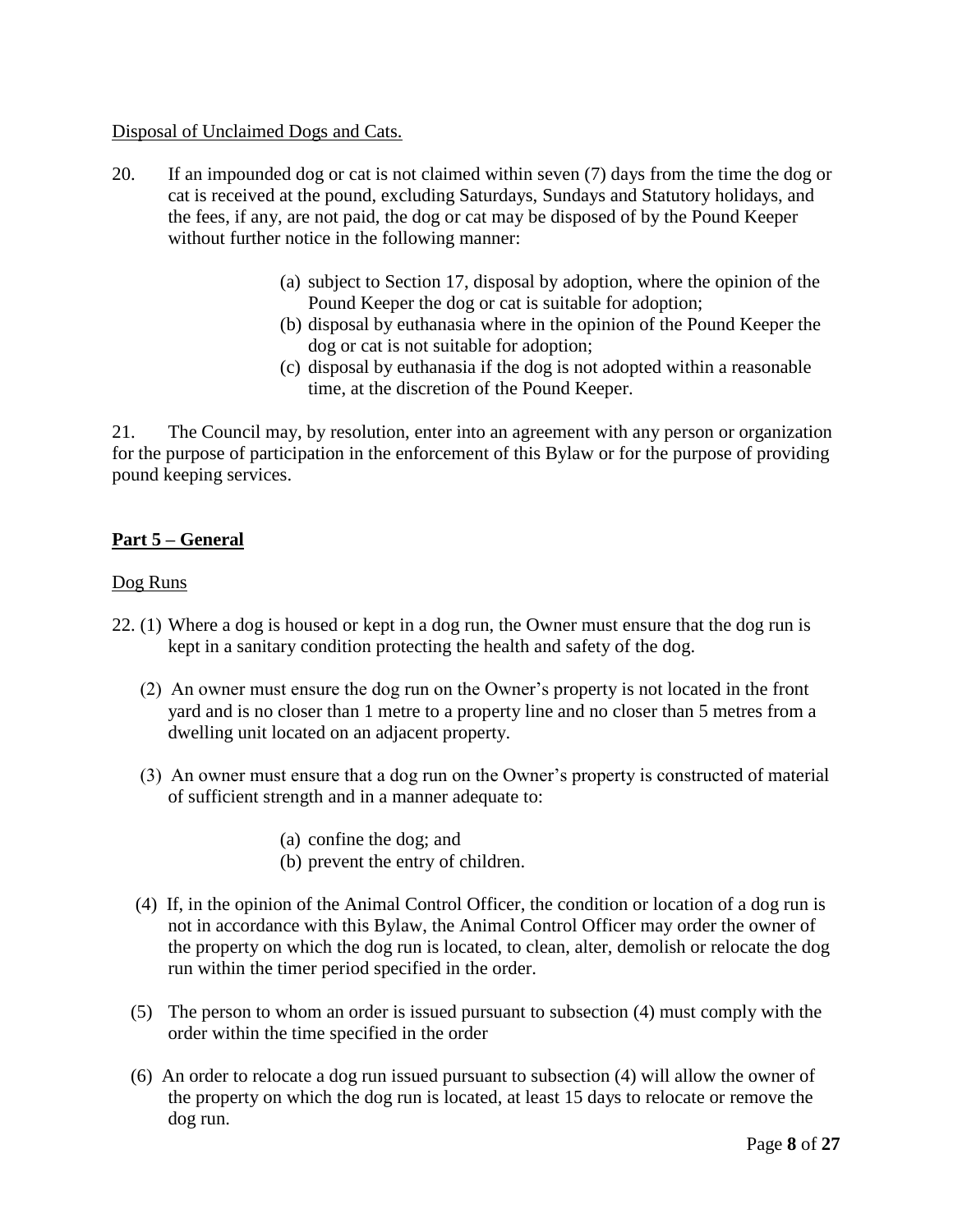Disposal of Unclaimed Dogs and Cats.

20. If an impounded dog or cat is not claimed within seven (7) days from the time the dog or cat is received at the pound, excluding Saturdays, Sundays and Statutory holidays, and the fees, if any, are not paid, the dog or cat may be disposed of by the Pound Keeper without further notice in the following manner:

  (a) subject to Section 17, disposal by adoption, where the opinion of the Pound Keeper the dog or cat is suitable for adoption;
  (b) disposal by euthanasia where in the opinion of the Pound Keeper the dog or cat is not suitable for adoption;
  (c) disposal by euthanasia if the dog is not adopted within a reasonable time, at the discretion of the Pound Keeper.

21. The Council may, by resolution, enter into an agreement with any person or organization for the purpose of participation in the enforcement of this Bylaw or for the purpose of providing pound keeping services.

## Part 5 – General

Dog Runs

22. (1) Where a dog is housed or kept in a dog run, the Owner must ensure that the dog run is kept in a sanitary condition protecting the health and safety of the dog.

  (2) An owner must ensure the dog run on the Owner's property is not located in the front yard and is no closer than 1 metre to a property line and no closer than 5 metres from a dwelling unit located on an adjacent property.

  (3) An owner must ensure that a dog run on the Owner's property is constructed of material of sufficient strength and in a manner adequate to:

    (a) confine the dog; and
    (b) prevent the entry of children.

  (4) If, in the opinion of the Animal Control Officer, the condition or location of a dog run is not in accordance with this Bylaw, the Animal Control Officer may order the owner of the property on which the dog run is located, to clean, alter, demolish or relocate the dog run within the timer period specified in the order.

  (5) The person to whom an order is issued pursuant to subsection (4) must comply with the order within the time specified in the order

  (6) An order to relocate a dog run issued pursuant to subsection (4) will allow the owner of the property on which the dog run is located, at least 15 days to relocate or remove the dog run.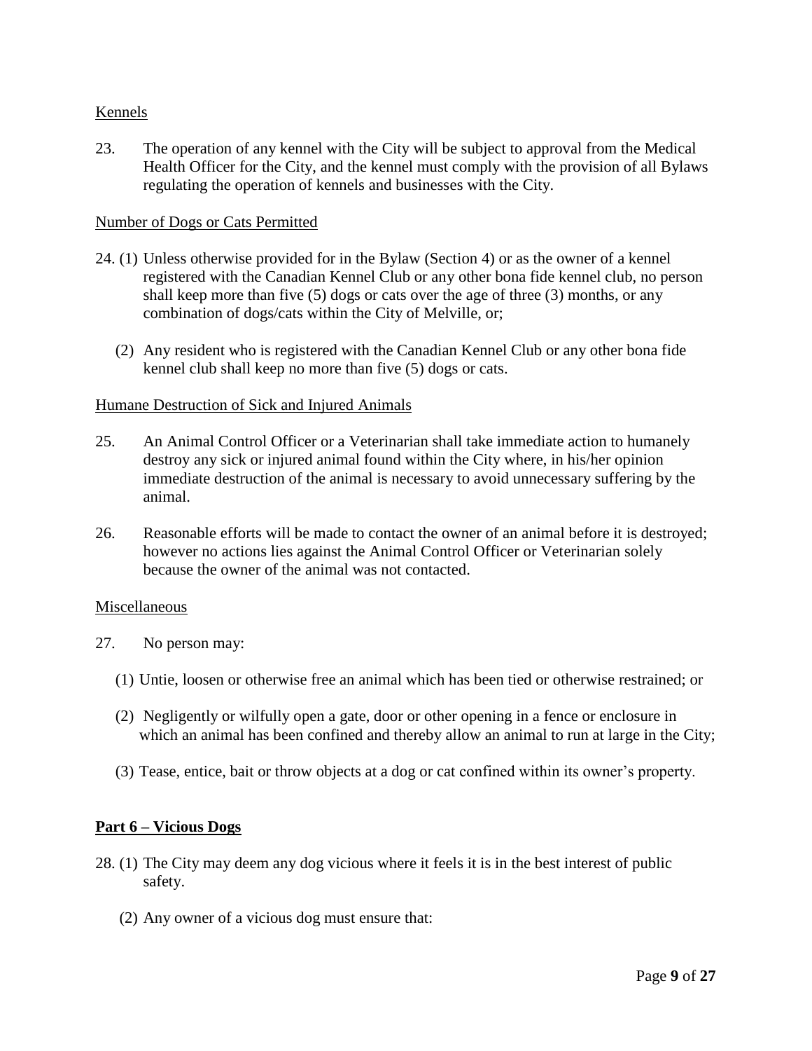Kennels

23. The operation of any kennel with the City will be subject to approval from the Medical Health Officer for the City, and the kennel must comply with the provision of all Bylaws regulating the operation of kennels and businesses with the City.

Number of Dogs or Cats Permitted

24. (1) Unless otherwise provided for in the Bylaw (Section 4) or as the owner of a kennel registered with the Canadian Kennel Club or any other bona fide kennel club, no person shall keep more than five (5) dogs or cats over the age of three (3) months, or any combination of dogs/cats within the City of Melville, or;

(2) Any resident who is registered with the Canadian Kennel Club or any other bona fide kennel club shall keep no more than five (5) dogs or cats.

Humane Destruction of Sick and Injured Animals

25. An Animal Control Officer or a Veterinarian shall take immediate action to humanely destroy any sick or injured animal found within the City where, in his/her opinion immediate destruction of the animal is necessary to avoid unnecessary suffering by the animal.

26. Reasonable efforts will be made to contact the owner of an animal before it is destroyed; however no actions lies against the Animal Control Officer or Veterinarian solely because the owner of the animal was not contacted.

Miscellaneous

27. No person may:

(1) Untie, loosen or otherwise free an animal which has been tied or otherwise restrained; or

(2) Negligently or wilfully open a gate, door or other opening in a fence or enclosure in which an animal has been confined and thereby allow an animal to run at large in the City;

(3) Tease, entice, bait or throw objects at a dog or cat confined within its owner's property.

## Part 6 – Vicious Dogs

28. (1) The City may deem any dog vicious where it feels it is in the best interest of public safety.

(2) Any owner of a vicious dog must ensure that: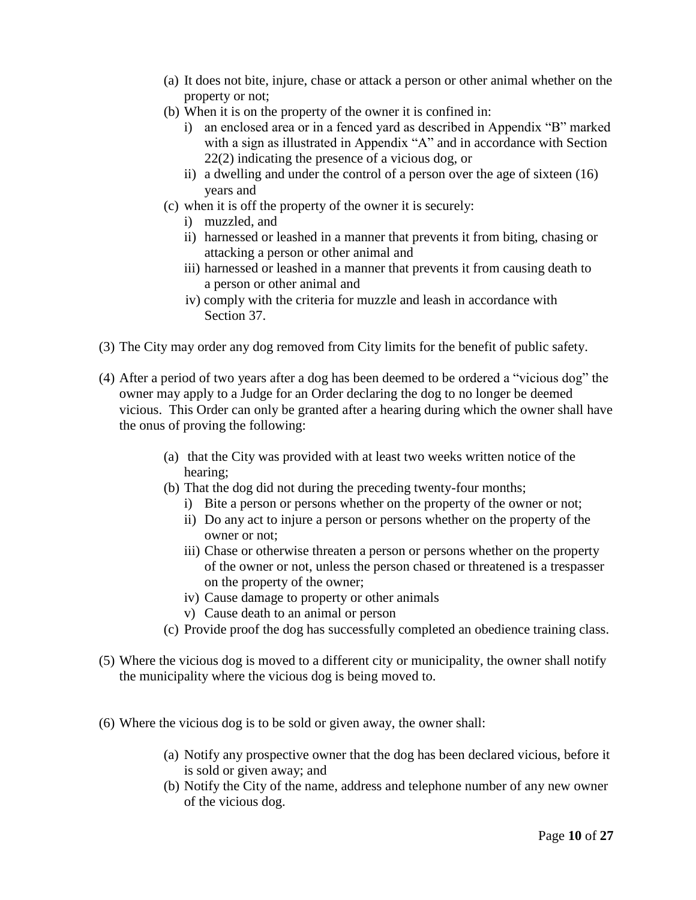- (a) It does not bite, injure, chase or attack a person or other animal whether on the property or not;
- (b) When it is on the property of the owner it is confined in:
  - i) an enclosed area or in a fenced yard as described in Appendix "B" marked with a sign as illustrated in Appendix "A" and in accordance with Section 22(2) indicating the presence of a vicious dog, or
  - ii) a dwelling and under the control of a person over the age of sixteen (16) years and
- (c) when it is off the property of the owner it is securely:
  - i) muzzled, and
  - ii) harnessed or leashed in a manner that prevents it from biting, chasing or attacking a person or other animal and
  - iii) harnessed or leashed in a manner that prevents it from causing death to a person or other animal and
  - iv) comply with the criteria for muzzle and leash in accordance with Section 37.

(3) The City may order any dog removed from City limits for the benefit of public safety.

(4) After a period of two years after a dog has been deemed to be ordered a "vicious dog" the owner may apply to a Judge for an Order declaring the dog to no longer be deemed vicious. This Order can only be granted after a hearing during which the owner shall have the onus of proving the following:

- (a) that the City was provided with at least two weeks written notice of the hearing;
- (b) That the dog did not during the preceding twenty-four months;
  - i) Bite a person or persons whether on the property of the owner or not;
  - ii) Do any act to injure a person or persons whether on the property of the owner or not;
  - iii) Chase or otherwise threaten a person or persons whether on the property of the owner or not, unless the person chased or threatened is a trespasser on the property of the owner;
  - iv) Cause damage to property or other animals
  - v) Cause death to an animal or person
- (c) Provide proof the dog has successfully completed an obedience training class.

(5) Where the vicious dog is moved to a different city or municipality, the owner shall notify the municipality where the vicious dog is being moved to.

(6) Where the vicious dog is to be sold or given away, the owner shall:

- (a) Notify any prospective owner that the dog has been declared vicious, before it is sold or given away; and
- (b) Notify the City of the name, address and telephone number of any new owner of the vicious dog.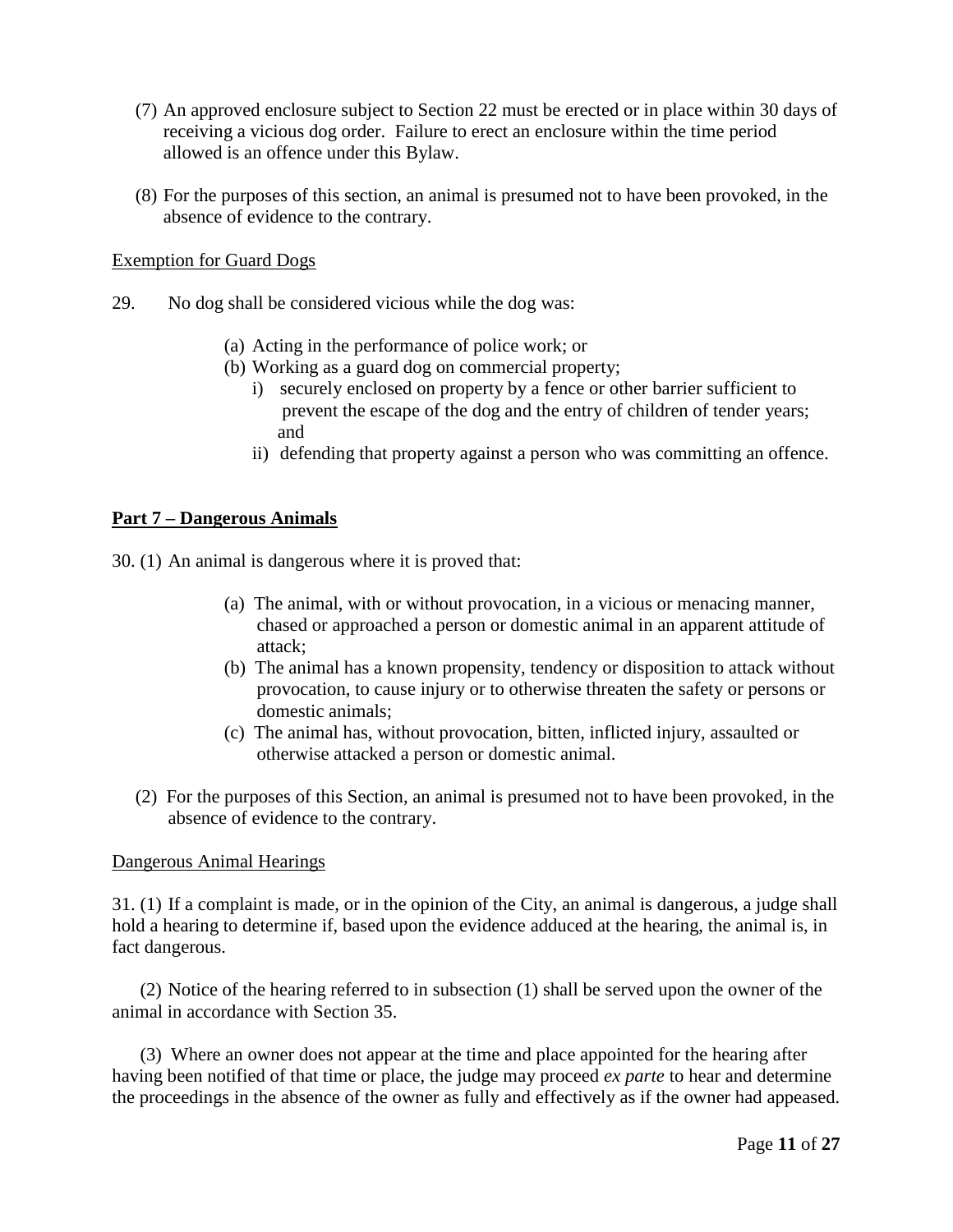(7) An approved enclosure subject to Section 22 must be erected or in place within 30 days of receiving a vicious dog order. Failure to erect an enclosure within the time period allowed is an offence under this Bylaw.

(8) For the purposes of this section, an animal is presumed not to have been provoked, in the absence of evidence to the contrary.

Exemption for Guard Dogs

29. No dog shall be considered vicious while the dog was:

(a) Acting in the performance of police work; or

(b) Working as a guard dog on commercial property;

i) securely enclosed on property by a fence or other barrier sufficient to prevent the escape of the dog and the entry of children of tender years; and

ii) defending that property against a person who was committing an offence.

## **Part 7 – Dangerous Animals**

30. (1) An animal is dangerous where it is proved that:

(a) The animal, with or without provocation, in a vicious or menacing manner, chased or approached a person or domestic animal in an apparent attitude of attack;

(b) The animal has a known propensity, tendency or disposition to attack without provocation, to cause injury or to otherwise threaten the safety or persons or domestic animals;

(c) The animal has, without provocation, bitten, inflicted injury, assaulted or otherwise attacked a person or domestic animal.

(2) For the purposes of this Section, an animal is presumed not to have been provoked, in the absence of evidence to the contrary.

Dangerous Animal Hearings

31. (1) If a complaint is made, or in the opinion of the City, an animal is dangerous, a judge shall hold a hearing to determine if, based upon the evidence adduced at the hearing, the animal is, in fact dangerous.

(2) Notice of the hearing referred to in subsection (1) shall be served upon the owner of the animal in accordance with Section 35.

(3) Where an owner does not appear at the time and place appointed for the hearing after having been notified of that time or place, the judge may proceed *ex parte* to hear and determine the proceedings in the absence of the owner as fully and effectively as if the owner had appeased.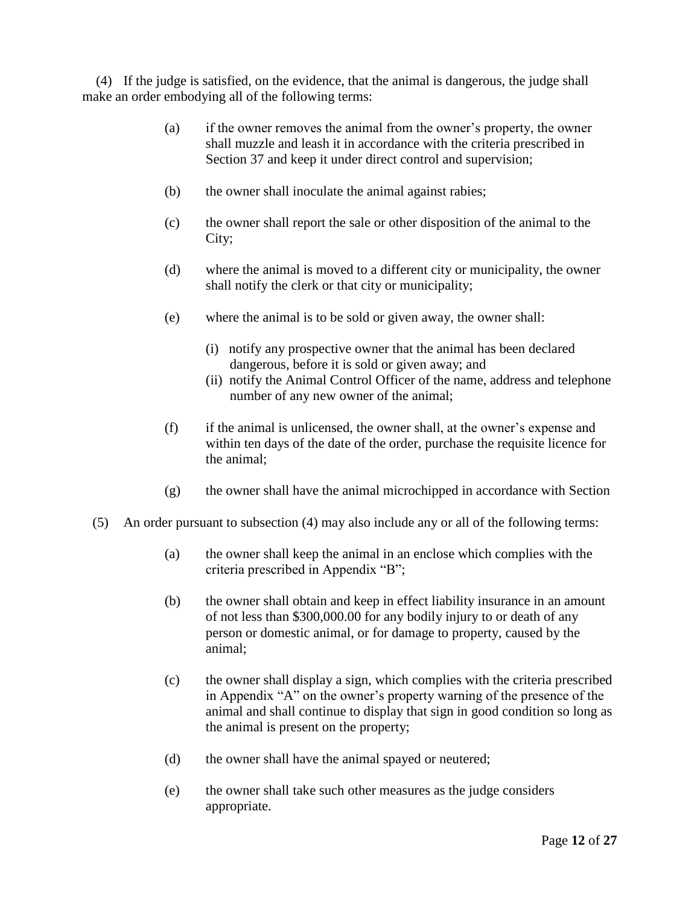(4) If the judge is satisfied, on the evidence, that the animal is dangerous, the judge shall make an order embodying all of the following terms:

(a) if the owner removes the animal from the owner's property, the owner shall muzzle and leash it in accordance with the criteria prescribed in Section 37 and keep it under direct control and supervision;

(b) the owner shall inoculate the animal against rabies;

(c) the owner shall report the sale or other disposition of the animal to the City;

(d) where the animal is moved to a different city or municipality, the owner shall notify the clerk or that city or municipality;

(e) where the animal is to be sold or given away, the owner shall:

- (i) notify any prospective owner that the animal has been declared dangerous, before it is sold or given away; and
- (ii) notify the Animal Control Officer of the name, address and telephone number of any new owner of the animal;

(f) if the animal is unlicensed, the owner shall, at the owner's expense and within ten days of the date of the order, purchase the requisite licence for the animal;

(g) the owner shall have the animal microchipped in accordance with Section

(5) An order pursuant to subsection (4) may also include any or all of the following terms:

(a) the owner shall keep the animal in an enclose which complies with the criteria prescribed in Appendix "B";

(b) the owner shall obtain and keep in effect liability insurance in an amount of not less than $300,000.00 for any bodily injury to or death of any person or domestic animal, or for damage to property, caused by the animal;

(c) the owner shall display a sign, which complies with the criteria prescribed in Appendix "A" on the owner's property warning of the presence of the animal and shall continue to display that sign in good condition so long as the animal is present on the property;

(d) the owner shall have the animal spayed or neutered;

(e) the owner shall take such other measures as the judge considers appropriate.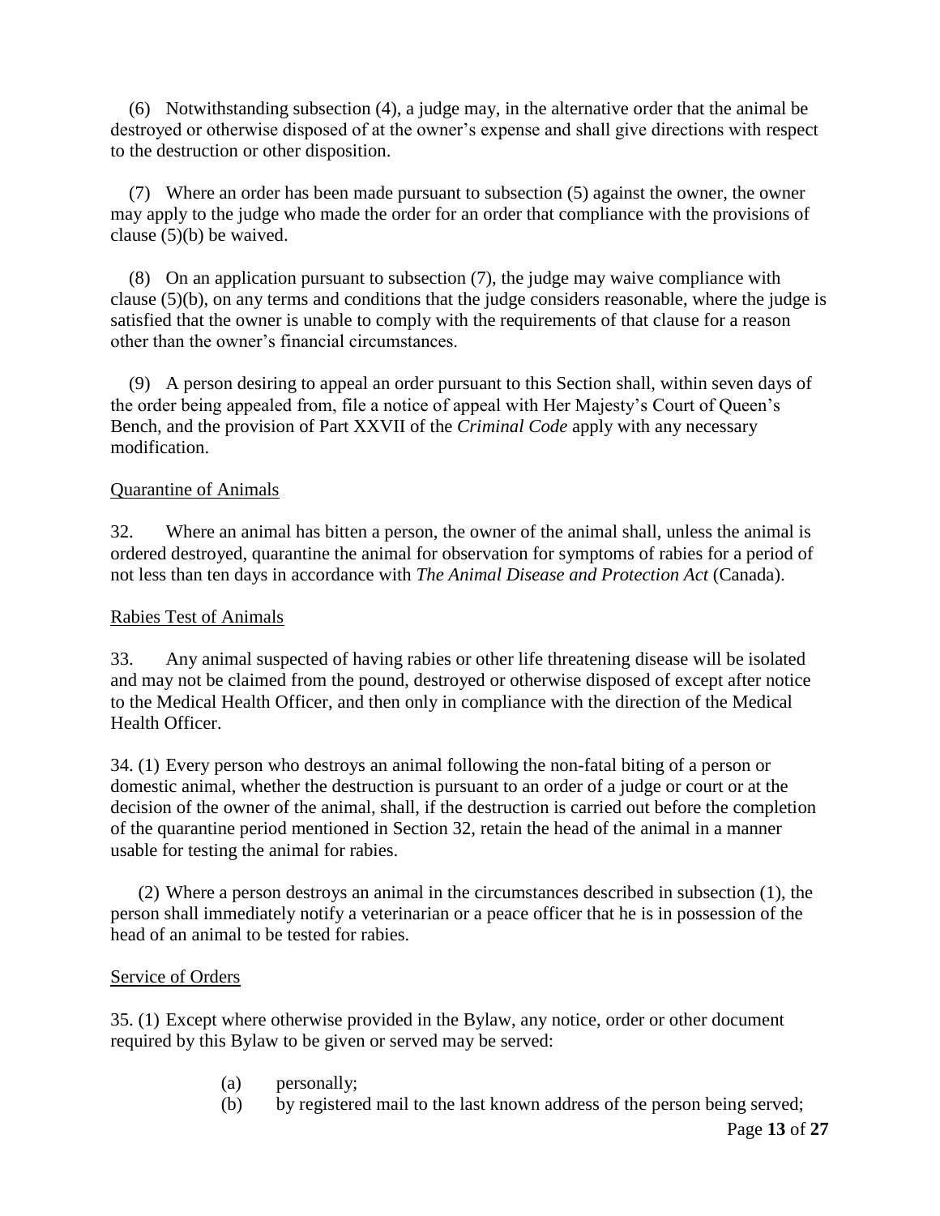(6) Notwithstanding subsection (4), a judge may, in the alternative order that the animal be destroyed or otherwise disposed of at the owner's expense and shall give directions with respect to the destruction or other disposition.

(7) Where an order has been made pursuant to subsection (5) against the owner, the owner may apply to the judge who made the order for an order that compliance with the provisions of clause (5)(b) be waived.

(8) On an application pursuant to subsection (7), the judge may waive compliance with clause (5)(b), on any terms and conditions that the judge considers reasonable, where the judge is satisfied that the owner is unable to comply with the requirements of that clause for a reason other than the owner's financial circumstances.

(9) A person desiring to appeal an order pursuant to this Section shall, within seven days of the order being appealed from, file a notice of appeal with Her Majesty's Court of Queen's Bench, and the provision of Part XXVII of the *Criminal Code* apply with any necessary modification.

Quarantine of Animals

32. Where an animal has bitten a person, the owner of the animal shall, unless the animal is ordered destroyed, quarantine the animal for observation for symptoms of rabies for a period of not less than ten days in accordance with *The Animal Disease and Protection Act* (Canada).

Rabies Test of Animals

33. Any animal suspected of having rabies or other life threatening disease will be isolated and may not be claimed from the pound, destroyed or otherwise disposed of except after notice to the Medical Health Officer, and then only in compliance with the direction of the Medical Health Officer.

34. (1) Every person who destroys an animal following the non-fatal biting of a person or domestic animal, whether the destruction is pursuant to an order of a judge or court or at the decision of the owner of the animal, shall, if the destruction is carried out before the completion of the quarantine period mentioned in Section 32, retain the head of the animal in a manner usable for testing the animal for rabies.

(2) Where a person destroys an animal in the circumstances described in subsection (1), the person shall immediately notify a veterinarian or a peace officer that he is in possession of the head of an animal to be tested for rabies.

Service of Orders

35. (1) Except where otherwise provided in the Bylaw, any notice, order or other document required by this Bylaw to be given or served may be served:

(a) personally;
(b) by registered mail to the last known address of the person being served;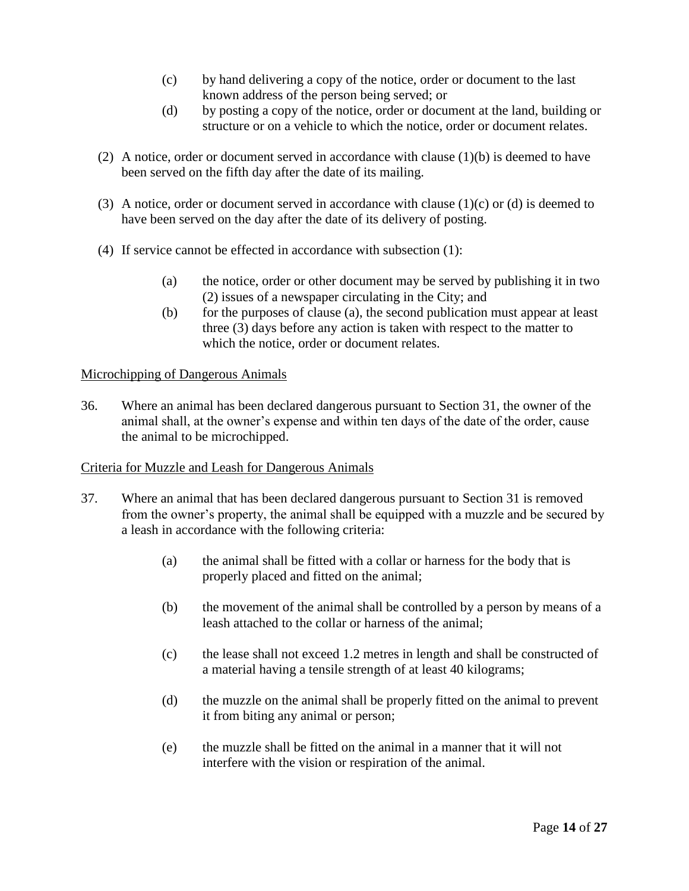(c) by hand delivering a copy of the notice, order or document to the last known address of the person being served; or

(d) by posting a copy of the notice, order or document at the land, building or structure or on a vehicle to which the notice, order or document relates.

(2) A notice, order or document served in accordance with clause (1)(b) is deemed to have been served on the fifth day after the date of its mailing.

(3) A notice, order or document served in accordance with clause (1)(c) or (d) is deemed to have been served on the day after the date of its delivery of posting.

(4) If service cannot be effected in accordance with subsection (1):

(a) the notice, order or other document may be served by publishing it in two (2) issues of a newspaper circulating in the City; and

(b) for the purposes of clause (a), the second publication must appear at least three (3) days before any action is taken with respect to the matter to which the notice, order or document relates.

<u>Microchipping of Dangerous Animals</u>

36. Where an animal has been declared dangerous pursuant to Section 31, the owner of the animal shall, at the owner's expense and within ten days of the date of the order, cause the animal to be microchipped.

<u>Criteria for Muzzle and Leash for Dangerous Animals</u>

37. Where an animal that has been declared dangerous pursuant to Section 31 is removed from the owner's property, the animal shall be equipped with a muzzle and be secured by a leash in accordance with the following criteria:

(a) the animal shall be fitted with a collar or harness for the body that is properly placed and fitted on the animal;

(b) the movement of the animal shall be controlled by a person by means of a leash attached to the collar or harness of the animal;

(c) the lease shall not exceed 1.2 metres in length and shall be constructed of a material having a tensile strength of at least 40 kilograms;

(d) the muzzle on the animal shall be properly fitted on the animal to prevent it from biting any animal or person;

(e) the muzzle shall be fitted on the animal in a manner that it will not interfere with the vision or respiration of the animal.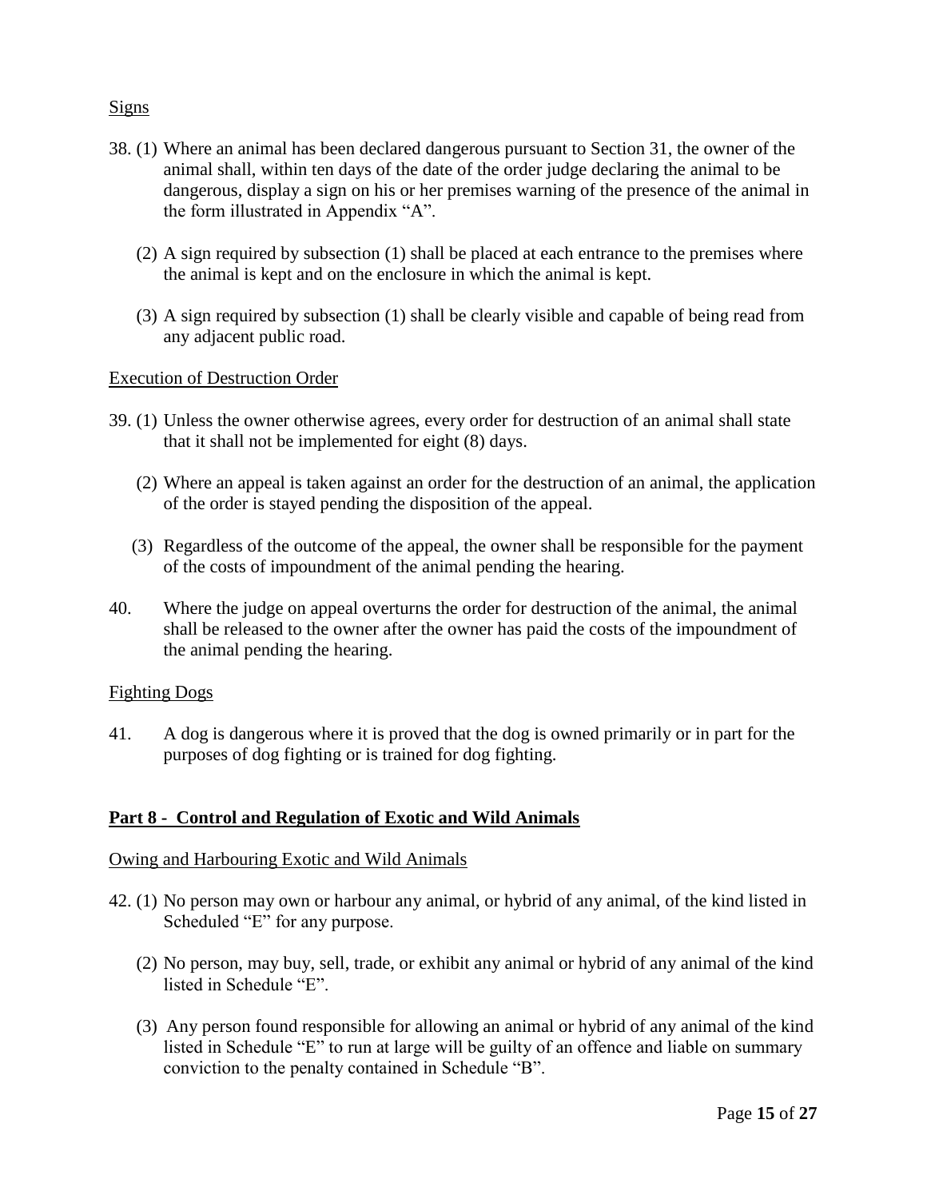Signs

38. (1) Where an animal has been declared dangerous pursuant to Section 31, the owner of the animal shall, within ten days of the date of the order judge declaring the animal to be dangerous, display a sign on his or her premises warning of the presence of the animal in the form illustrated in Appendix "A".

(2) A sign required by subsection (1) shall be placed at each entrance to the premises where the animal is kept and on the enclosure in which the animal is kept.

(3) A sign required by subsection (1) shall be clearly visible and capable of being read from any adjacent public road.

Execution of Destruction Order

39. (1) Unless the owner otherwise agrees, every order for destruction of an animal shall state that it shall not be implemented for eight (8) days.

(2) Where an appeal is taken against an order for the destruction of an animal, the application of the order is stayed pending the disposition of the appeal.

(3) Regardless of the outcome of the appeal, the owner shall be responsible for the payment of the costs of impoundment of the animal pending the hearing.

40. Where the judge on appeal overturns the order for destruction of the animal, the animal shall be released to the owner after the owner has paid the costs of the impoundment of the animal pending the hearing.

Fighting Dogs

41. A dog is dangerous where it is proved that the dog is owned primarily or in part for the purposes of dog fighting or is trained for dog fighting.

## Part 8 - Control and Regulation of Exotic and Wild Animals

Owing and Harbouring Exotic and Wild Animals

42. (1) No person may own or harbour any animal, or hybrid of any animal, of the kind listed in Scheduled "E" for any purpose.

(2) No person, may buy, sell, trade, or exhibit any animal or hybrid of any animal of the kind listed in Schedule "E".

(3) Any person found responsible for allowing an animal or hybrid of any animal of the kind listed in Schedule "E" to run at large will be guilty of an offence and liable on summary conviction to the penalty contained in Schedule "B".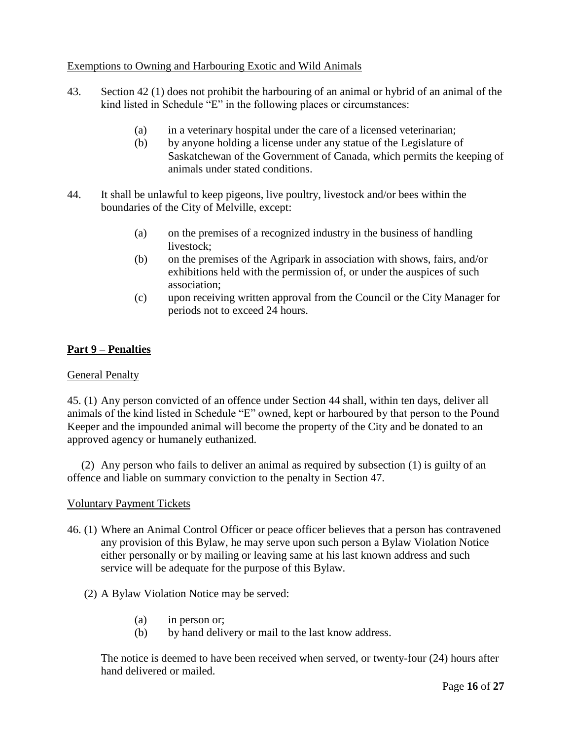Exemptions to Owning and Harbouring Exotic and Wild Animals

43. Section 42 (1) does not prohibit the harbouring of an animal or hybrid of an animal of the kind listed in Schedule "E" in the following places or circumstances:

    (a) in a veterinary hospital under the care of a licensed veterinarian;
    (b) by anyone holding a license under any statue of the Legislature of Saskatchewan of the Government of Canada, which permits the keeping of animals under stated conditions.

44. It shall be unlawful to keep pigeons, live poultry, livestock and/or bees within the boundaries of the City of Melville, except:

    (a) on the premises of a recognized industry in the business of handling livestock;
    (b) on the premises of the Agripark in association with shows, fairs, and/or exhibitions held with the permission of, or under the auspices of such association;
    (c) upon receiving written approval from the Council or the City Manager for periods not to exceed 24 hours.

## Part 9 – Penalties

General Penalty

45. (1) Any person convicted of an offence under Section 44 shall, within ten days, deliver all animals of the kind listed in Schedule "E" owned, kept or harboured by that person to the Pound Keeper and the impounded animal will become the property of the City and be donated to an approved agency or humanely euthanized.

(2) Any person who fails to deliver an animal as required by subsection (1) is guilty of an offence and liable on summary conviction to the penalty in Section 47.

Voluntary Payment Tickets

46. (1) Where an Animal Control Officer or peace officer believes that a person has contravened any provision of this Bylaw, he may serve upon such person a Bylaw Violation Notice either personally or by mailing or leaving same at his last known address and such service will be adequate for the purpose of this Bylaw.

(2) A Bylaw Violation Notice may be served:

    (a) in person or;
    (b) by hand delivery or mail to the last know address.

The notice is deemed to have been received when served, or twenty-four (24) hours after hand delivered or mailed.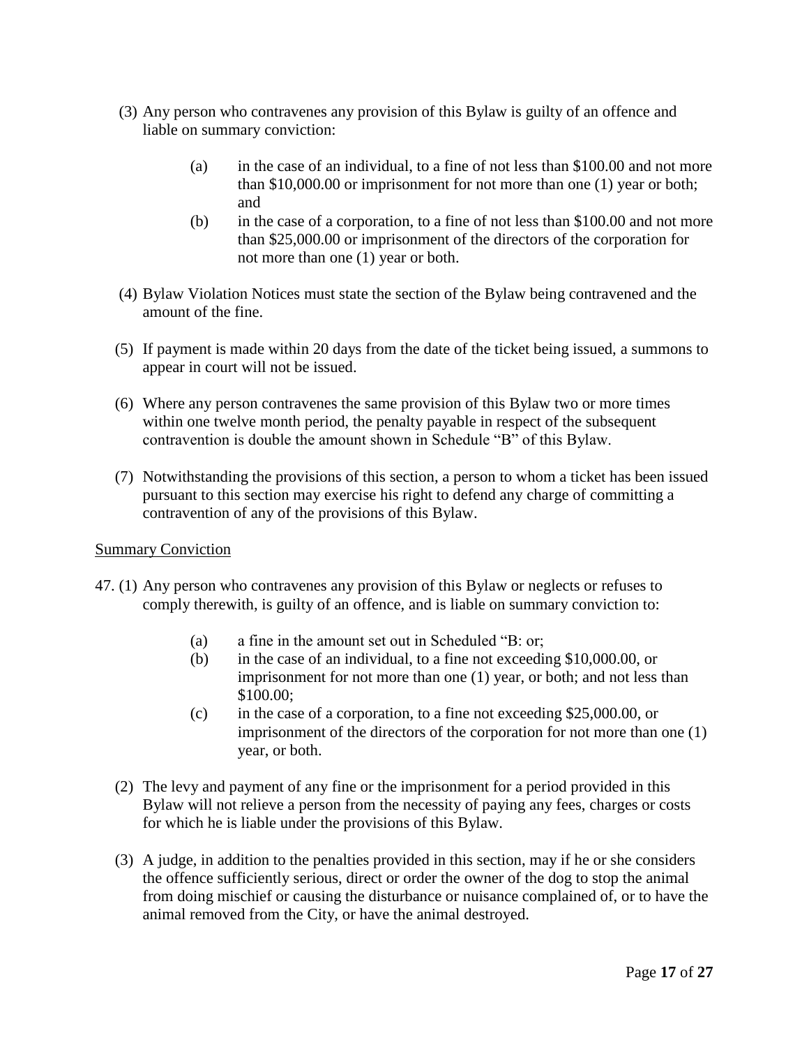(3) Any person who contravenes any provision of this Bylaw is guilty of an offence and liable on summary conviction:

   (a) in the case of an individual, to a fine of not less than $100.00 and not more than $10,000.00 or imprisonment for not more than one (1) year or both; and

   (b) in the case of a corporation, to a fine of not less than $100.00 and not more than $25,000.00 or imprisonment of the directors of the corporation for not more than one (1) year or both.

(4) Bylaw Violation Notices must state the section of the Bylaw being contravened and the amount of the fine.

(5) If payment is made within 20 days from the date of the ticket being issued, a summons to appear in court will not be issued.

(6) Where any person contravenes the same provision of this Bylaw two or more times within one twelve month period, the penalty payable in respect of the subsequent contravention is double the amount shown in Schedule "B" of this Bylaw.

(7) Notwithstanding the provisions of this section, a person to whom a ticket has been issued pursuant to this section may exercise his right to defend any charge of committing a contravention of any of the provisions of this Bylaw.

Summary Conviction

47. (1) Any person who contravenes any provision of this Bylaw or neglects or refuses to comply therewith, is guilty of an offence, and is liable on summary conviction to:

   (a) a fine in the amount set out in Scheduled "B: or;

   (b) in the case of an individual, to a fine not exceeding $10,000.00, or imprisonment for not more than one (1) year, or both; and not less than $100.00;

   (c) in the case of a corporation, to a fine not exceeding $25,000.00, or imprisonment of the directors of the corporation for not more than one (1) year, or both.

(2) The levy and payment of any fine or the imprisonment for a period provided in this Bylaw will not relieve a person from the necessity of paying any fees, charges or costs for which he is liable under the provisions of this Bylaw.

(3) A judge, in addition to the penalties provided in this section, may if he or she considers the offence sufficiently serious, direct or order the owner of the dog to stop the animal from doing mischief or causing the disturbance or nuisance complained of, or to have the animal removed from the City, or have the animal destroyed.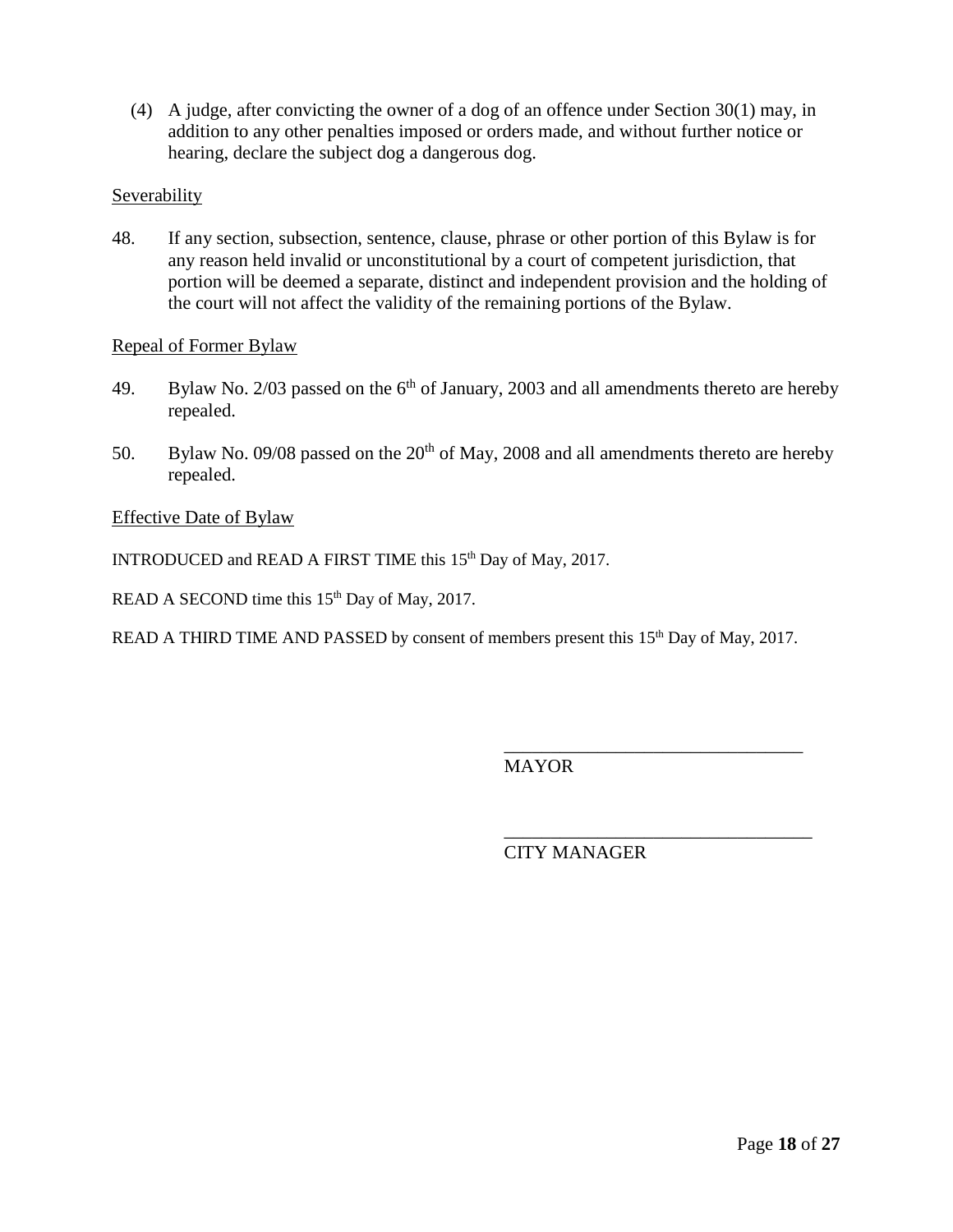(4) A judge, after convicting the owner of a dog of an offence under Section 30(1) may, in addition to any other penalties imposed or orders made, and without further notice or hearing, declare the subject dog a dangerous dog.

Severability

48. If any section, subsection, sentence, clause, phrase or other portion of this Bylaw is for any reason held invalid or unconstitutional by a court of competent jurisdiction, that portion will be deemed a separate, distinct and independent provision and the holding of the court will not affect the validity of the remaining portions of the Bylaw.

Repeal of Former Bylaw

49. Bylaw No. 2/03 passed on the 6th of January, 2003 and all amendments thereto are hereby repealed.

50. Bylaw No. 09/08 passed on the 20th of May, 2008 and all amendments thereto are hereby repealed.

Effective Date of Bylaw

INTRODUCED and READ A FIRST TIME this 15th Day of May, 2017.

READ A SECOND time this 15th Day of May, 2017.

READ A THIRD TIME AND PASSED by consent of members present this 15th Day of May, 2017.

_________________________________
MAYOR

_________________________________
CITY MANAGER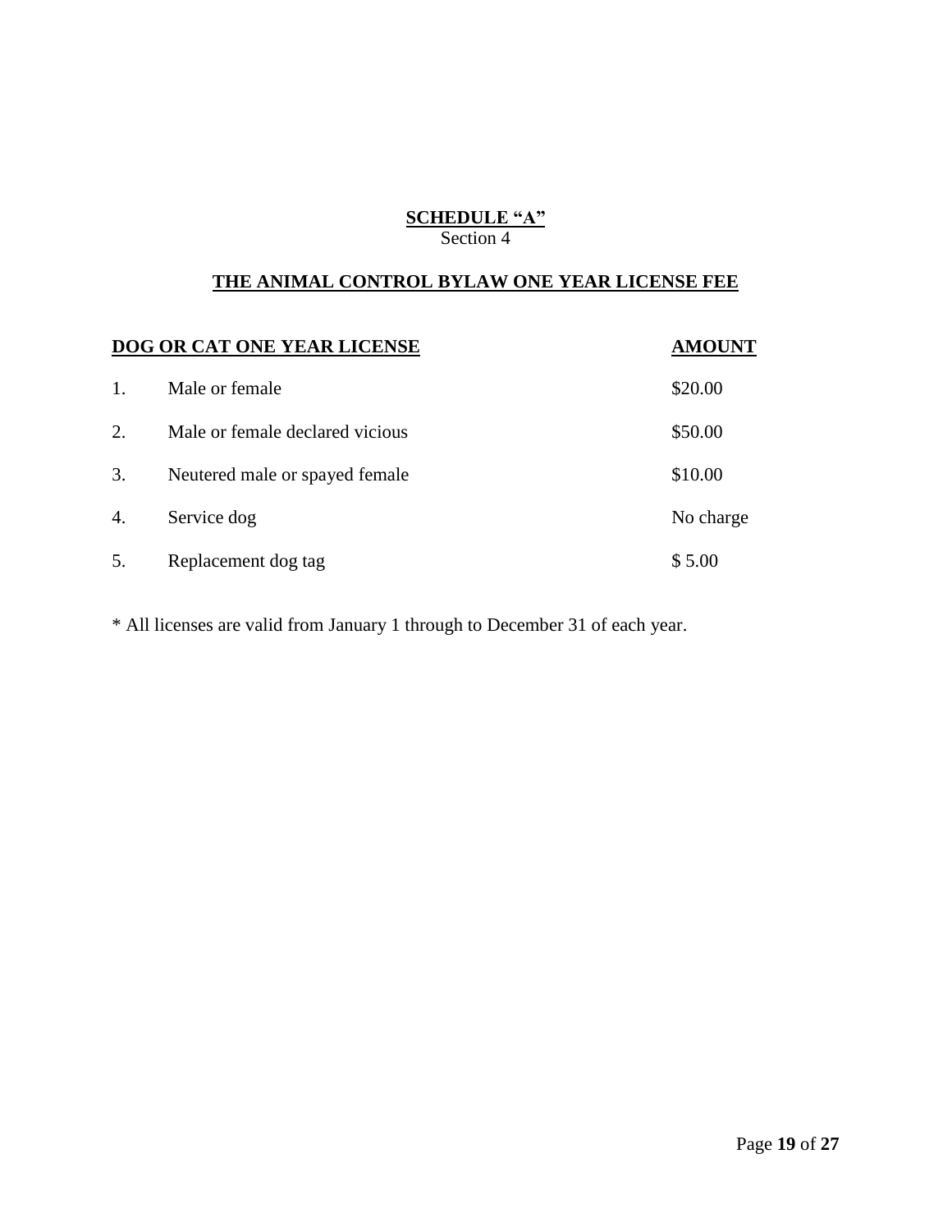**SCHEDULE "A"**
Section 4

## THE ANIMAL CONTROL BYLAW ONE YEAR LICENSE FEE

| | DOG OR CAT ONE YEAR LICENSE | AMOUNT |
|---|---|---|
| 1. | Male or female | $20.00 |
| 2. | Male or female declared vicious | $50.00 |
| 3. | Neutered male or spayed female | $10.00 |
| 4. | Service dog | No charge |
| 5. | Replacement dog tag | $ 5.00 |

* All licenses are valid from January 1 through to December 31 of each year.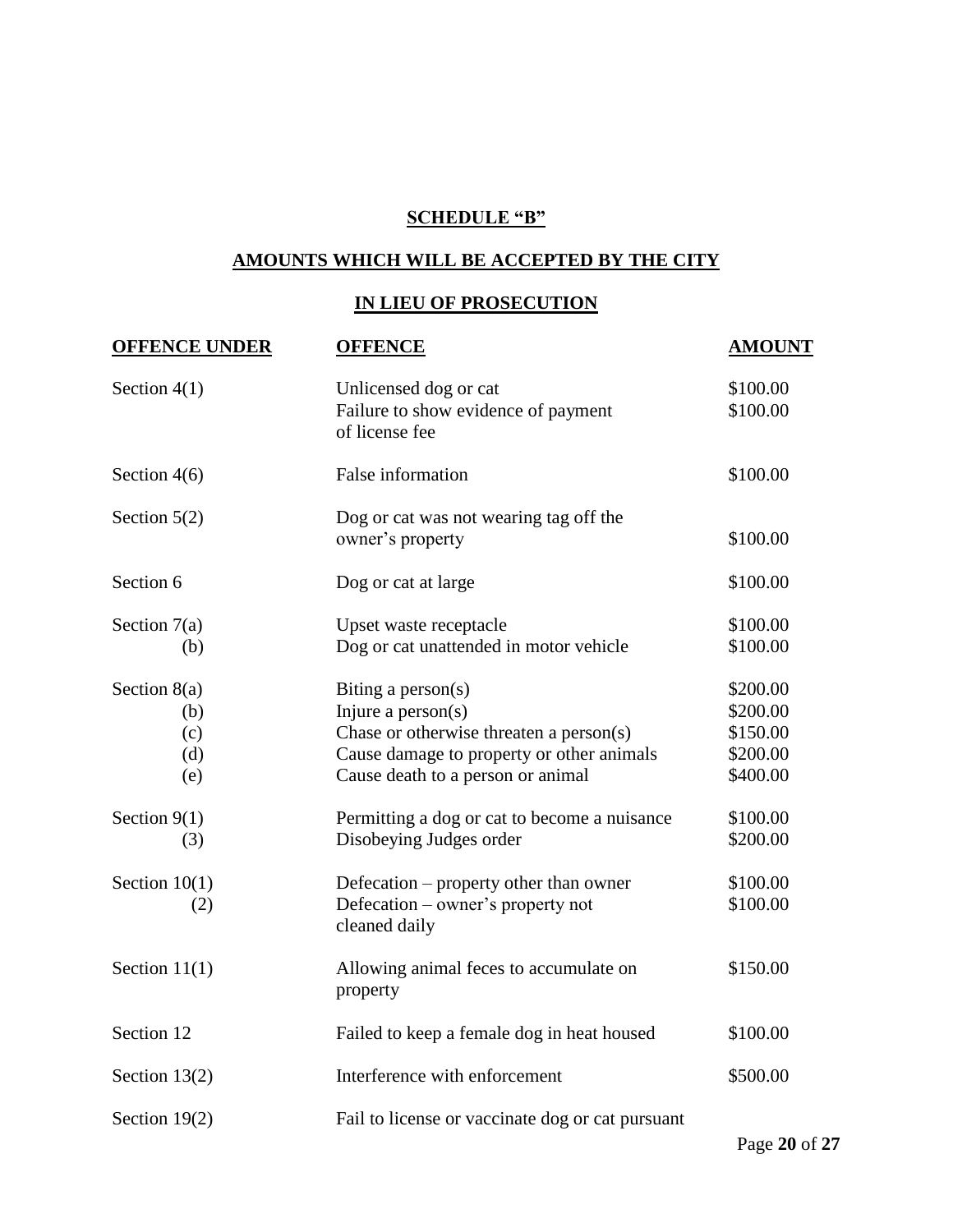**SCHEDULE "B"**

**AMOUNTS WHICH WILL BE ACCEPTED BY THE CITY**

**IN LIEU OF PROSECUTION**

| OFFENCE UNDER | OFFENCE | AMOUNT |
|---|---|---|
| Section 4(1) | Unlicensed dog or cat | $100.00 |
| | Failure to show evidence of payment of license fee | $100.00 |
| Section 4(6) | False information | $100.00 |
| Section 5(2) | Dog or cat was not wearing tag off the owner's property | $100.00 |
| Section 6 | Dog or cat at large | $100.00 |
| Section 7(a) | Upset waste receptacle | $100.00 |
| (b) | Dog or cat unattended in motor vehicle | $100.00 |
| Section 8(a) | Biting a person(s) | $200.00 |
| (b) | Injure a person(s) | $200.00 |
| (c) | Chase or otherwise threaten a person(s) | $150.00 |
| (d) | Cause damage to property or other animals | $200.00 |
| (e) | Cause death to a person or animal | $400.00 |
| Section 9(1) | Permitting a dog or cat to become a nuisance | $100.00 |
| (3) | Disobeying Judges order | $200.00 |
| Section 10(1) | Defecation – property other than owner | $100.00 |
| (2) | Defecation – owner's property not cleaned daily | $100.00 |
| Section 11(1) | Allowing animal feces to accumulate on property | $150.00 |
| Section 12 | Failed to keep a female dog in heat housed | $100.00 |
| Section 13(2) | Interference with enforcement | $500.00 |
| Section 19(2) | Fail to license or vaccinate dog or cat pursuant | |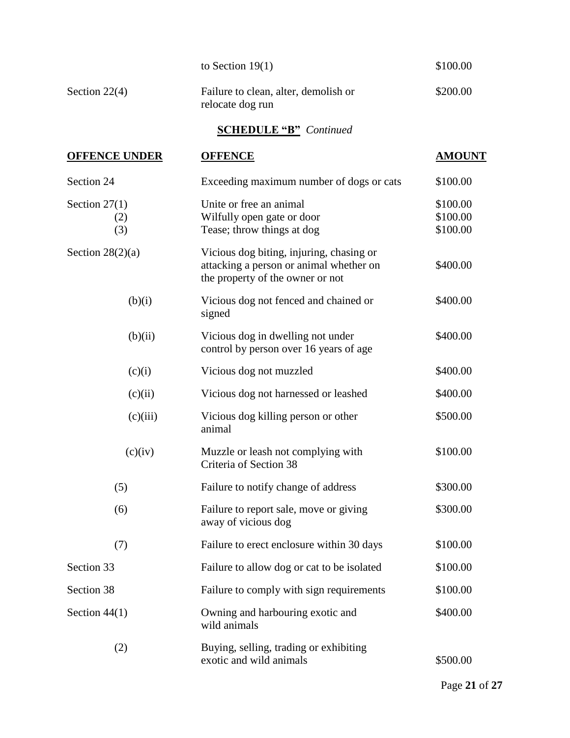| | | |
|---|---|---|
| | to Section 19(1) | $100.00 |
| Section 22(4) | Failure to clean, alter, demolish or relocate dog run | $200.00 |

**SCHEDULE "B"** *Continued*

| **OFFENCE UNDER** | **OFFENCE** | **AMOUNT** |
|---|---|---|
| Section 24 | Exceeding maximum number of dogs or cats | $100.00 |
| Section 27(1) | Unite or free an animal | $100.00 |
| (2) | Wilfully open gate or door | $100.00 |
| (3) | Tease; throw things at dog | $100.00 |
| Section 28(2)(a) | Vicious dog biting, injuring, chasing or attacking a person or animal whether on the property of the owner or not | $400.00 |
| (b)(i) | Vicious dog not fenced and chained or signed | $400.00 |
| (b)(ii) | Vicious dog in dwelling not under control by person over 16 years of age | $400.00 |
| (c)(i) | Vicious dog not muzzled | $400.00 |
| (c)(ii) | Vicious dog not harnessed or leashed | $400.00 |
| (c)(iii) | Vicious dog killing person or other animal | $500.00 |
| (c)(iv) | Muzzle or leash not complying with Criteria of Section 38 | $100.00 |
| (5) | Failure to notify change of address | $300.00 |
| (6) | Failure to report sale, move or giving away of vicious dog | $300.00 |
| (7) | Failure to erect enclosure within 30 days | $100.00 |
| Section 33 | Failure to allow dog or cat to be isolated | $100.00 |
| Section 38 | Failure to comply with sign requirements | $100.00 |
| Section 44(1) | Owning and harbouring exotic and wild animals | $400.00 |
| (2) | Buying, selling, trading or exhibiting exotic and wild animals | $500.00 |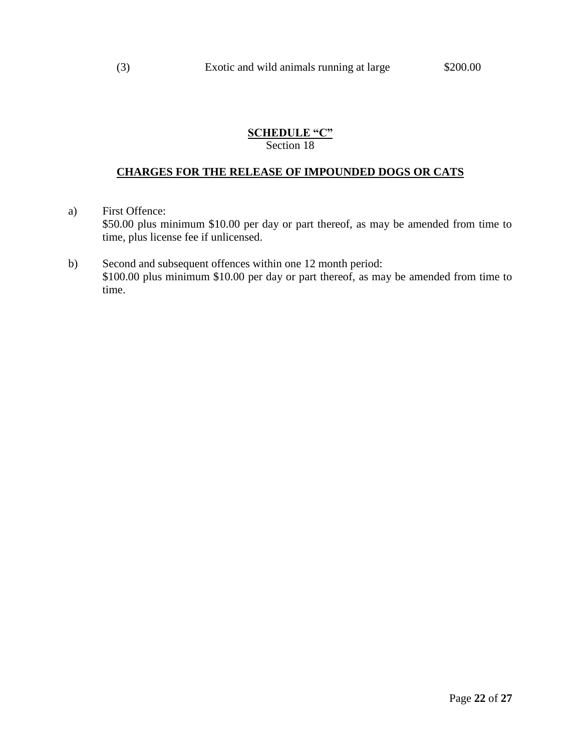| (3) | Exotic and wild animals running at large | $200.00 |
|---|---|---|

## SCHEDULE "C"

Section 18

## CHARGES FOR THE RELEASE OF IMPOUNDED DOGS OR CATS

a) First Offence:
$50.00 plus minimum $10.00 per day or part thereof, as may be amended from time to time, plus license fee if unlicensed.

b) Second and subsequent offences within one 12 month period:
$100.00 plus minimum $10.00 per day or part thereof, as may be amended from time to time.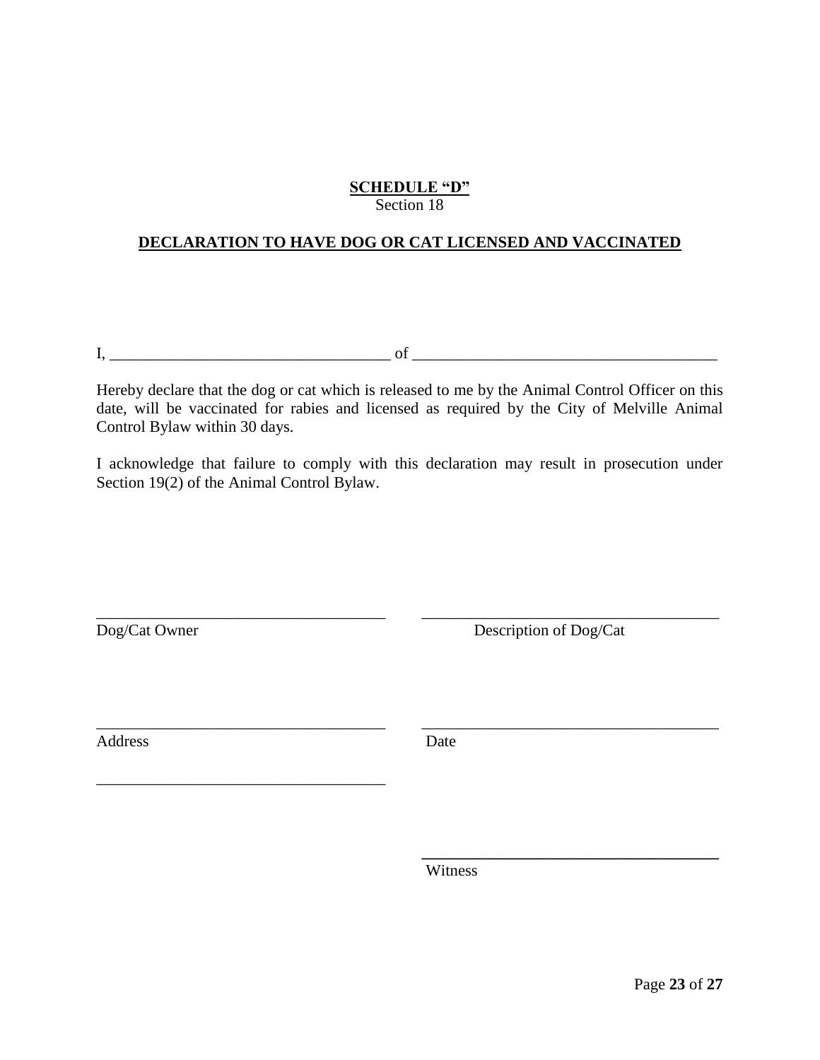**SCHEDULE "D"**
Section 18

**DECLARATION TO HAVE DOG OR CAT LICENSED AND VACCINATED**

I, ___________________________________ of _____________________________________

Hereby declare that the dog or cat which is released to me by the Animal Control Officer on this date, will be vaccinated for rabies and licensed as required by the City of Melville Animal Control Bylaw within 30 days.

I acknowledge that failure to comply with this declaration may result in prosecution under Section 19(2) of the Animal Control Bylaw.

_____________________________________ _____________________________________
Dog/Cat Owner Description of Dog/Cat

_____________________________________ _____________________________________
Address Date

_____________________________________

_____________________________________
Witness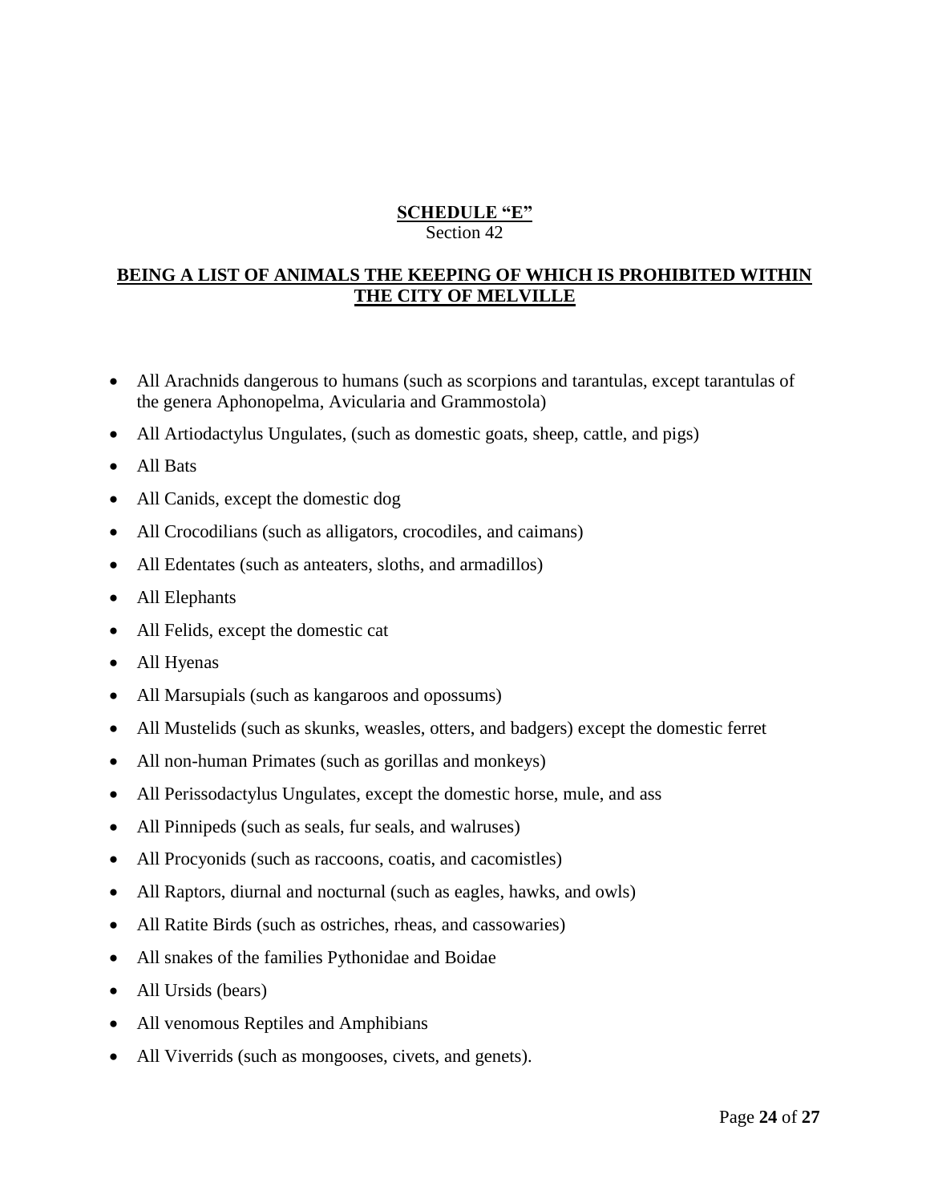**SCHEDULE "E"**
Section 42

**BEING A LIST OF ANIMALS THE KEEPING OF WHICH IS PROHIBITED WITHIN THE CITY OF MELVILLE**

- All Arachnids dangerous to humans (such as scorpions and tarantulas, except tarantulas of the genera Aphonopelma, Avicularia and Grammostola)
- All Artiodactylus Ungulates, (such as domestic goats, sheep, cattle, and pigs)
- All Bats
- All Canids, except the domestic dog
- All Crocodilians (such as alligators, crocodiles, and caimans)
- All Edentates (such as anteaters, sloths, and armadillos)
- All Elephants
- All Felids, except the domestic cat
- All Hyenas
- All Marsupials (such as kangaroos and opossums)
- All Mustelids (such as skunks, weasles, otters, and badgers) except the domestic ferret
- All non-human Primates (such as gorillas and monkeys)
- All Perissodactylus Ungulates, except the domestic horse, mule, and ass
- All Pinnipeds (such as seals, fur seals, and walruses)
- All Procyonids (such as raccoons, coatis, and cacomistles)
- All Raptors, diurnal and nocturnal (such as eagles, hawks, and owls)
- All Ratite Birds (such as ostriches, rheas, and cassowaries)
- All snakes of the families Pythonidae and Boidae
- All Ursids (bears)
- All venomous Reptiles and Amphibians
- All Viverrids (such as mongooses, civets, and genets).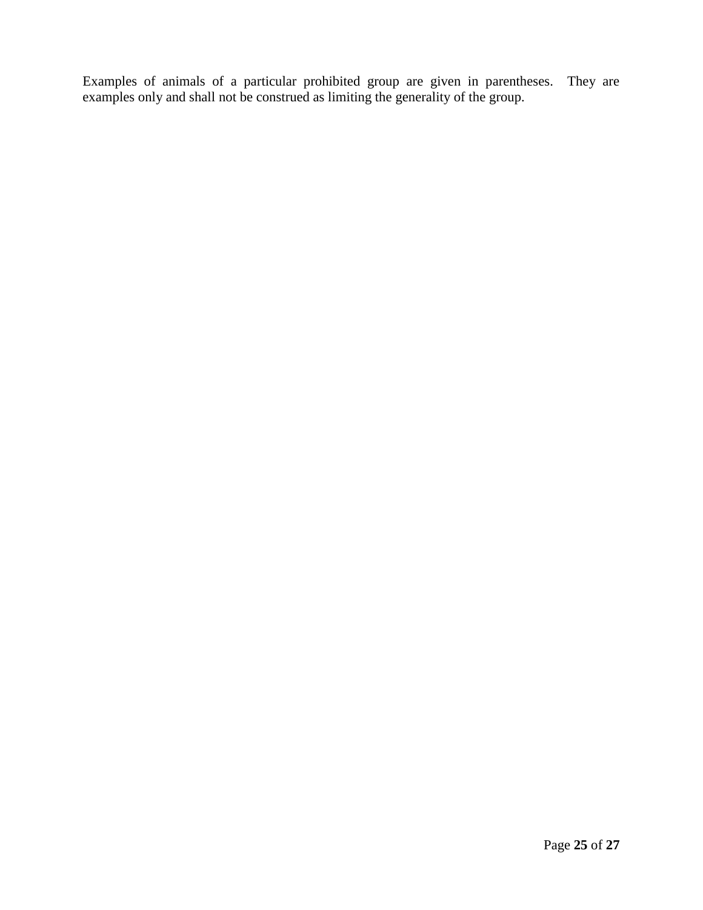Examples of animals of a particular prohibited group are given in parentheses. They are examples only and shall not be construed as limiting the generality of the group.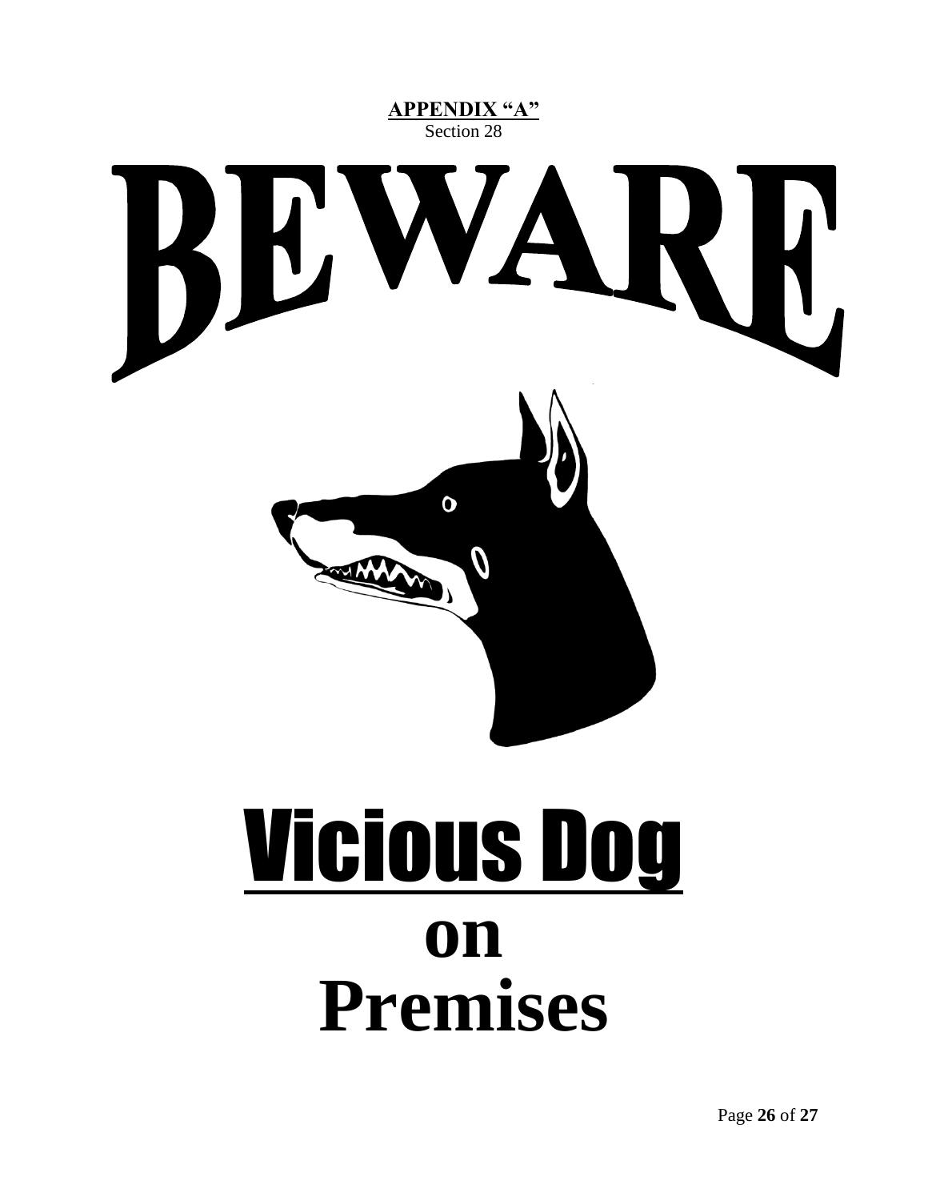**APPENDIX "A"**

Section 28

# BEWARE

# Vicious Dog

# on Premises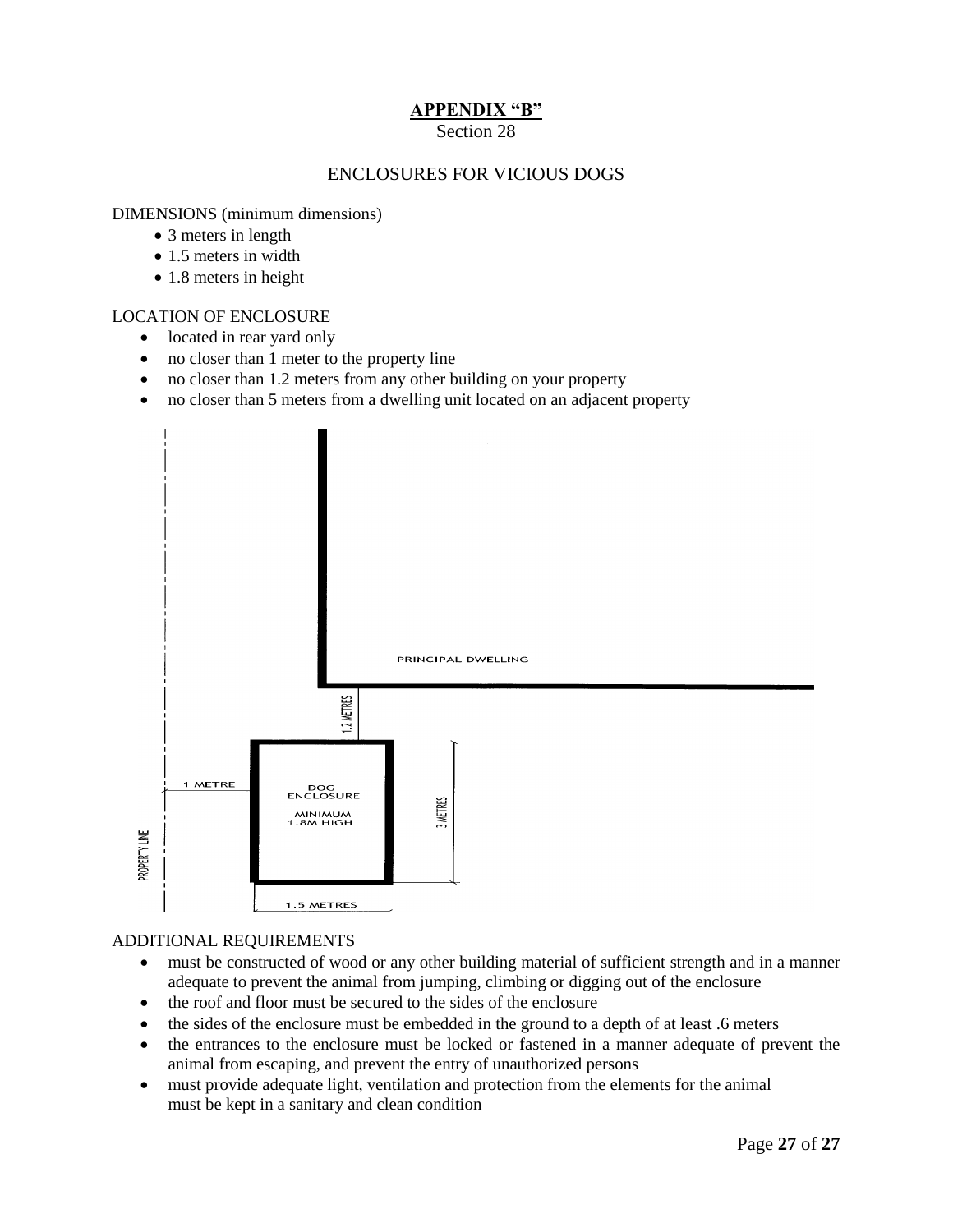# APPENDIX "B"

Section 28

## ENCLOSURES FOR VICIOUS DOGS

DIMENSIONS (minimum dimensions)

- 3 meters in length
- 1.5 meters in width
- 1.8 meters in height

LOCATION OF ENCLOSURE

- located in rear yard only
- no closer than 1 meter to the property line
- no closer than 1.2 meters from any other building on your property
- no closer than 5 meters from a dwelling unit located on an adjacent property

PRINCIPAL DWELLING

1.2 METRES

1 METRE

DOG ENCLOSURE

MINIMUM 1.8M HIGH

3 METRES

PROPERTY LINE

1.5 METRES

ADDITIONAL REQUIREMENTS

- must be constructed of wood or any other building material of sufficient strength and in a manner adequate to prevent the animal from jumping, climbing or digging out of the enclosure
- the roof and floor must be secured to the sides of the enclosure
- the sides of the enclosure must be embedded in the ground to a depth of at least .6 meters
- the entrances to the enclosure must be locked or fastened in a manner adequate of prevent the animal from escaping, and prevent the entry of unauthorized persons
- must provide adequate light, ventilation and protection from the elements for the animal must be kept in a sanitary and clean condition